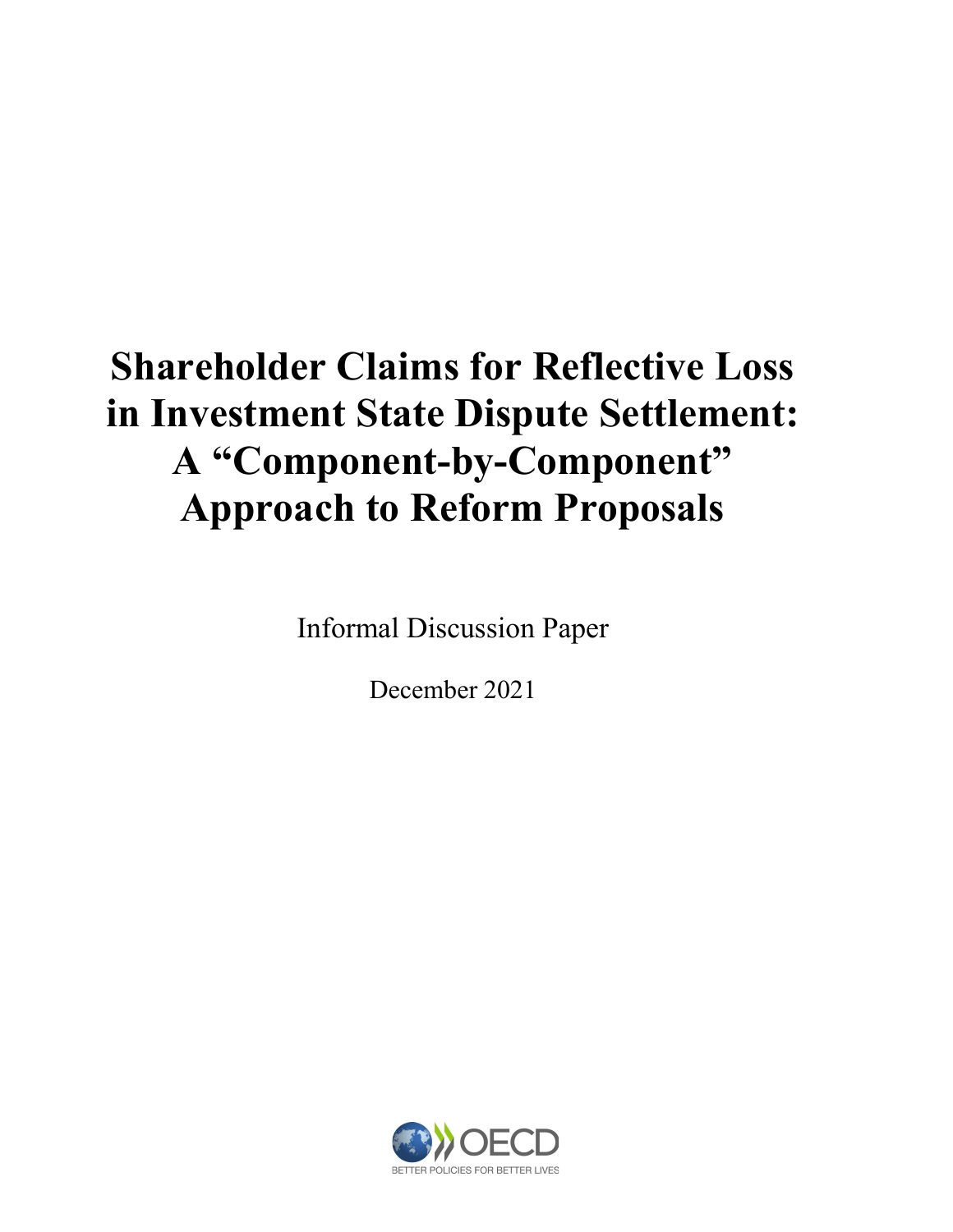# Shareholder Claims for Reflective Loss in Investment State Dispute Settlement: A "Component-by-Component" Approach to Reform Proposals

Informal Discussion Paper

December 2021

OECD

BETTER POLICIES FOR BETTER LIVES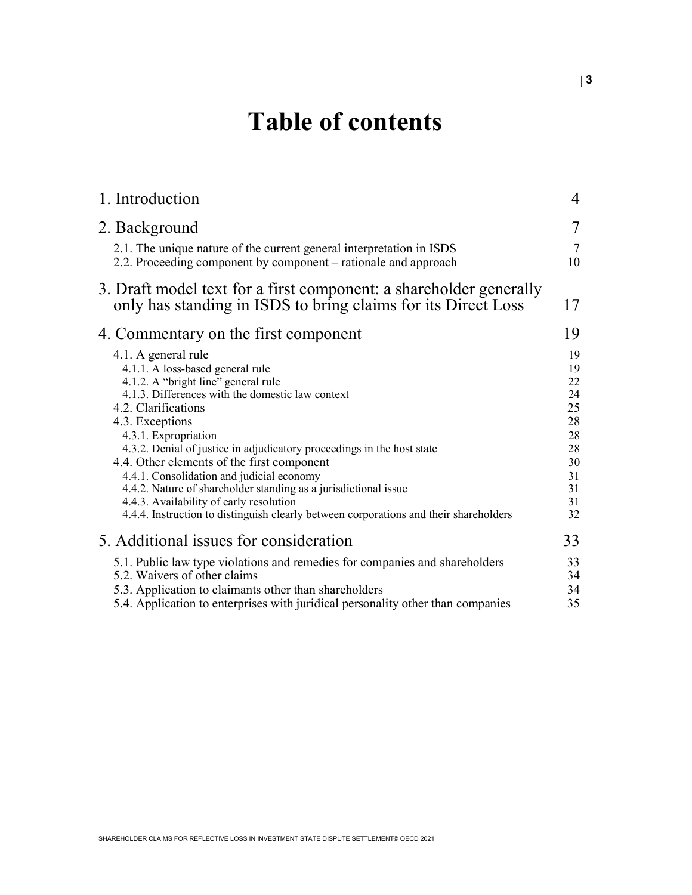# Table of contents

| | |
|---|---|
| 1. Introduction | 4 |
| 2. Background | 7 |
| 2.1. The unique nature of the current general interpretation in ISDS | 7 |
| 2.2. Proceeding component by component – rationale and approach | 10 |
| 3. Draft model text for a first component: a shareholder generally only has standing in ISDS to bring claims for its Direct Loss | 17 |
| 4. Commentary on the first component | 19 |
| 4.1. A general rule | 19 |
| 4.1.1. A loss-based general rule | 19 |
| 4.1.2. A "bright line" general rule | 22 |
| 4.1.3. Differences with the domestic law context | 24 |
| 4.2. Clarifications | 25 |
| 4.3. Exceptions | 28 |
| 4.3.1. Expropriation | 28 |
| 4.3.2. Denial of justice in adjudicatory proceedings in the host state | 28 |
| 4.4. Other elements of the first component | 30 |
| 4.4.1. Consolidation and judicial economy | 31 |
| 4.4.2. Nature of shareholder standing as a jurisdictional issue | 31 |
| 4.4.3. Availability of early resolution | 31 |
| 4.4.4. Instruction to distinguish clearly between corporations and their shareholders | 32 |
| 5. Additional issues for consideration | 33 |
| 5.1. Public law type violations and remedies for companies and shareholders | 33 |
| 5.2. Waivers of other claims | 34 |
| 5.3. Application to claimants other than shareholders | 34 |
| 5.4. Application to enterprises with juridical personality other than companies | 35 |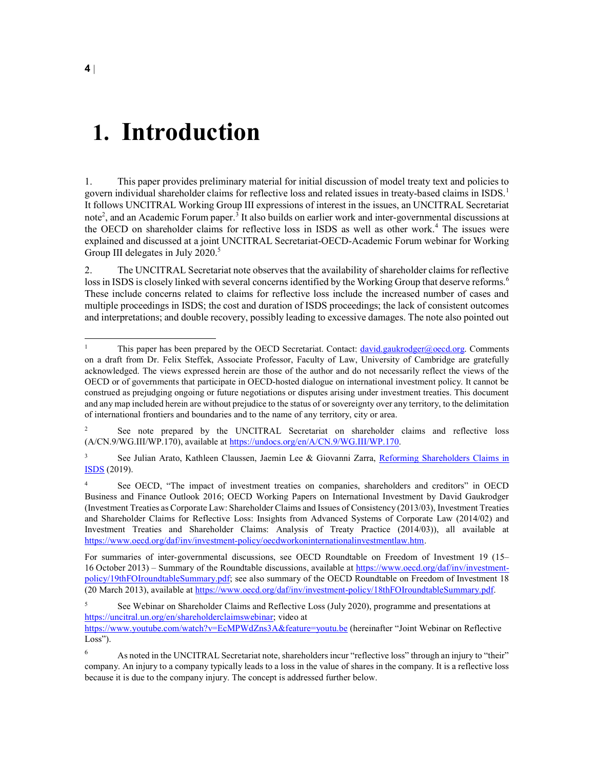# 1. Introduction

1. This paper provides preliminary material for initial discussion of model treaty text and policies to govern individual shareholder claims for reflective loss and related issues in treaty-based claims in ISDS.[1] It follows UNCITRAL Working Group III expressions of interest in the issues, an UNCITRAL Secretariat note[2], and an Academic Forum paper.[3] It also builds on earlier work and inter-governmental discussions at the OECD on shareholder claims for reflective loss in ISDS as well as other work.[4] The issues were explained and discussed at a joint UNCITRAL Secretariat-OECD-Academic Forum webinar for Working Group III delegates in July 2020.[5]

2. The UNCITRAL Secretariat note observes that the availability of shareholder claims for reflective loss in ISDS is closely linked with several concerns identified by the Working Group that deserve reforms.[6] These include concerns related to claims for reflective loss include the increased number of cases and multiple proceedings in ISDS; the cost and duration of ISDS proceedings; the lack of consistent outcomes and interpretations; and double recovery, possibly leading to excessive damages. The note also pointed out

---

[1] This paper has been prepared by the OECD Secretariat. Contact: david.gaukrodger@oecd.org. Comments on a draft from Dr. Felix Steffek, Associate Professor, Faculty of Law, University of Cambridge are gratefully acknowledged. The views expressed herein are those of the author and do not necessarily reflect the views of the OECD or of governments that participate in OECD-hosted dialogue on international investment policy. It cannot be construed as prejudging ongoing or future negotiations or disputes arising under investment treaties. This document and any map included herein are without prejudice to the status of or sovereignty over any territory, to the delimitation of international frontiers and boundaries and to the name of any territory, city or area.

[2] See note prepared by the UNCITRAL Secretariat on shareholder claims and reflective loss (A/CN.9/WG.III/WP.170), available at https://undocs.org/en/A/CN.9/WG.III/WP.170.

[3] See Julian Arato, Kathleen Claussen, Jaemin Lee & Giovanni Zarra, Reforming Shareholders Claims in ISDS (2019).

[4] See OECD, "The impact of investment treaties on companies, shareholders and creditors" in OECD Business and Finance Outlook 2016; OECD Working Papers on International Investment by David Gaukrodger (Investment Treaties as Corporate Law: Shareholder Claims and Issues of Consistency (2013/03), Investment Treaties and Shareholder Claims for Reflective Loss: Insights from Advanced Systems of Corporate Law (2014/02) and Investment Treaties and Shareholder Claims: Analysis of Treaty Practice (2014/03)), all available at https://www.oecd.org/daf/inv/investment-policy/oecdworkoninternationalinvestmentlaw.htm.

For summaries of inter-governmental discussions, see OECD Roundtable on Freedom of Investment 19 (15–16 October 2013) – Summary of the Roundtable discussions, available at https://www.oecd.org/daf/inv/investment-policy/19thFOIroundtableSummary.pdf; see also summary of the OECD Roundtable on Freedom of Investment 18 (20 March 2013), available at https://www.oecd.org/daf/inv/investment-policy/18thFOIroundtableSummary.pdf.

[5] See Webinar on Shareholder Claims and Reflective Loss (July 2020), programme and presentations at https://uncitral.un.org/en/shareholderclaimswebinar; video at https://www.youtube.com/watch?v=EcMPWdZns3A&feature=youtu.be (hereinafter "Joint Webinar on Reflective Loss").

[6] As noted in the UNCITRAL Secretariat note, shareholders incur "reflective loss" through an injury to "their" company. An injury to a company typically leads to a loss in the value of shares in the company. It is a reflective loss because it is due to the company injury. The concept is addressed further below.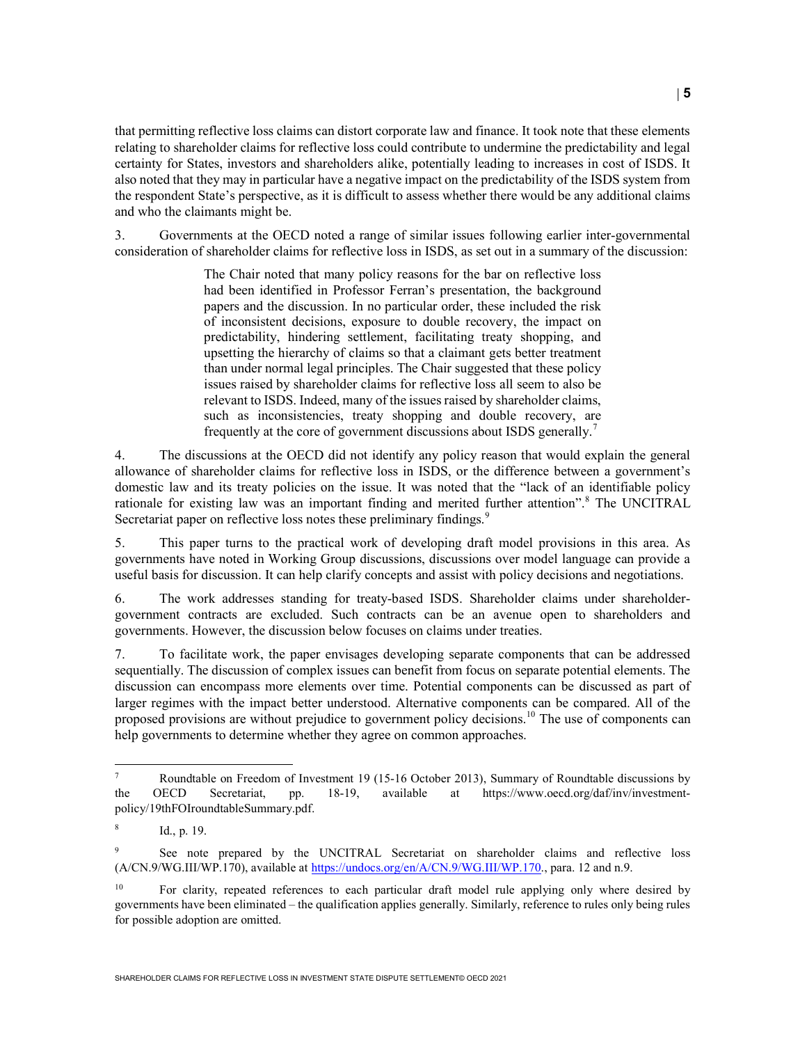that permitting reflective loss claims can distort corporate law and finance. It took note that these elements relating to shareholder claims for reflective loss could contribute to undermine the predictability and legal certainty for States, investors and shareholders alike, potentially leading to increases in cost of ISDS. It also noted that they may in particular have a negative impact on the predictability of the ISDS system from the respondent State's perspective, as it is difficult to assess whether there would be any additional claims and who the claimants might be.

3. Governments at the OECD noted a range of similar issues following earlier inter-governmental consideration of shareholder claims for reflective loss in ISDS, as set out in a summary of the discussion:

> The Chair noted that many policy reasons for the bar on reflective loss had been identified in Professor Ferran's presentation, the background papers and the discussion. In no particular order, these included the risk of inconsistent decisions, exposure to double recovery, the impact on predictability, hindering settlement, facilitating treaty shopping, and upsetting the hierarchy of claims so that a claimant gets better treatment than under normal legal principles. The Chair suggested that these policy issues raised by shareholder claims for reflective loss all seem to also be relevant to ISDS. Indeed, many of the issues raised by shareholder claims, such as inconsistencies, treaty shopping and double recovery, are frequently at the core of government discussions about ISDS generally.[7]

4. The discussions at the OECD did not identify any policy reason that would explain the general allowance of shareholder claims for reflective loss in ISDS, or the difference between a government's domestic law and its treaty policies on the issue. It was noted that the "lack of an identifiable policy rationale for existing law was an important finding and merited further attention".[8] The UNCITRAL Secretariat paper on reflective loss notes these preliminary findings.[9]

5. This paper turns to the practical work of developing draft model provisions in this area. As governments have noted in Working Group discussions, discussions over model language can provide a useful basis for discussion. It can help clarify concepts and assist with policy decisions and negotiations.

6. The work addresses standing for treaty-based ISDS. Shareholder claims under shareholder-government contracts are excluded. Such contracts can be an avenue open to shareholders and governments. However, the discussion below focuses on claims under treaties.

7. To facilitate work, the paper envisages developing separate components that can be addressed sequentially. The discussion of complex issues can benefit from focus on separate potential elements. The discussion can encompass more elements over time. Potential components can be discussed as part of larger regimes with the impact better understood. Alternative components can be compared. All of the proposed provisions are without prejudice to government policy decisions.[10] The use of components can help governments to determine whether they agree on common approaches.

---

[7] Roundtable on Freedom of Investment 19 (15-16 October 2013), Summary of Roundtable discussions by the OECD Secretariat, pp. 18-19, available at https://www.oecd.org/daf/inv/investment-policy/19thFOIroundtableSummary.pdf.

[8] Id., p. 19.

[9] See note prepared by the UNCITRAL Secretariat on shareholder claims and reflective loss (A/CN.9/WG.III/WP.170), available at https://undocs.org/en/A/CN.9/WG.III/WP.170., para. 12 and n.9.

[10] For clarity, repeated references to each particular draft model rule applying only where desired by governments have been eliminated – the qualification applies generally. Similarly, reference to rules only being rules for possible adoption are omitted.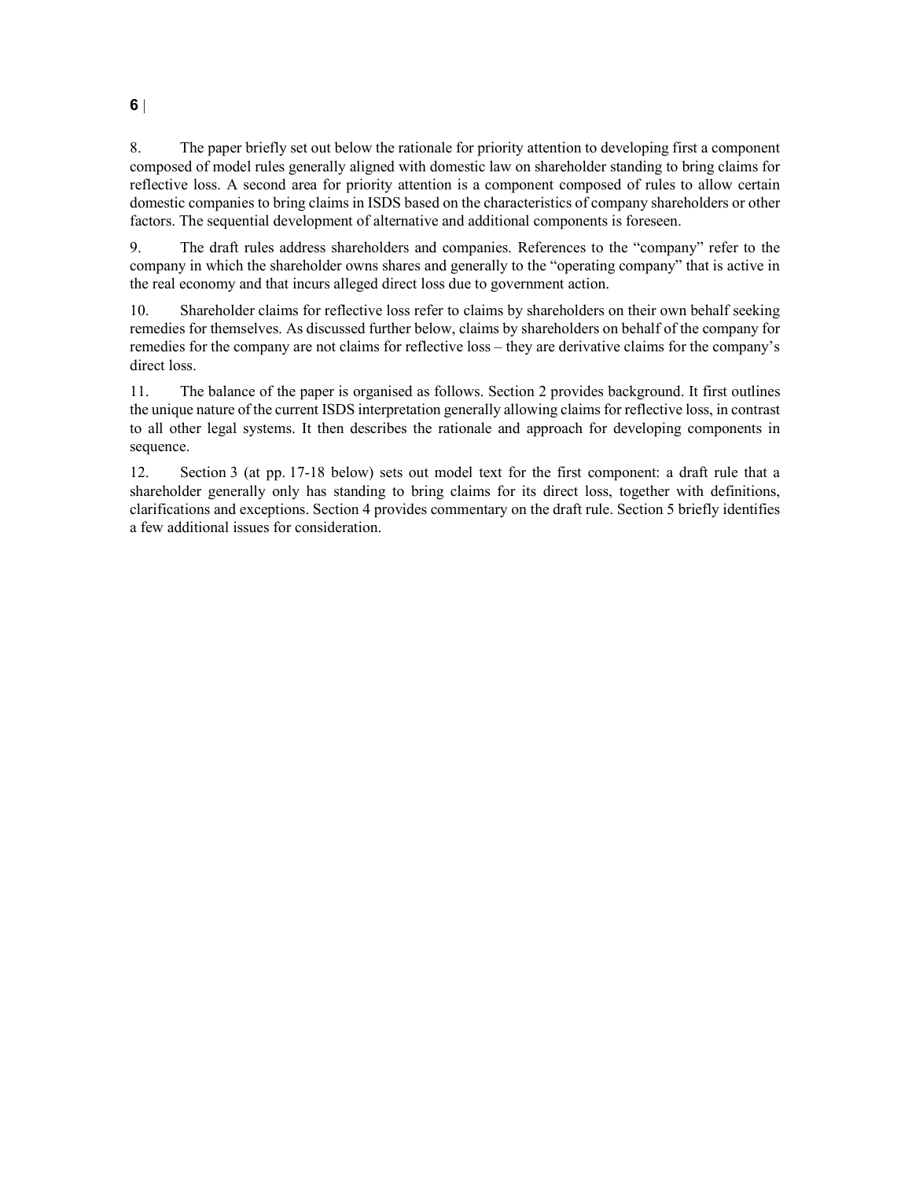8. The paper briefly set out below the rationale for priority attention to developing first a component composed of model rules generally aligned with domestic law on shareholder standing to bring claims for reflective loss. A second area for priority attention is a component composed of rules to allow certain domestic companies to bring claims in ISDS based on the characteristics of company shareholders or other factors. The sequential development of alternative and additional components is foreseen.

9. The draft rules address shareholders and companies. References to the "company" refer to the company in which the shareholder owns shares and generally to the "operating company" that is active in the real economy and that incurs alleged direct loss due to government action.

10. Shareholder claims for reflective loss refer to claims by shareholders on their own behalf seeking remedies for themselves. As discussed further below, claims by shareholders on behalf of the company for remedies for the company are not claims for reflective loss – they are derivative claims for the company's direct loss.

11. The balance of the paper is organised as follows. Section 2 provides background. It first outlines the unique nature of the current ISDS interpretation generally allowing claims for reflective loss, in contrast to all other legal systems. It then describes the rationale and approach for developing components in sequence.

12. Section 3 (at pp. 17-18 below) sets out model text for the first component: a draft rule that a shareholder generally only has standing to bring claims for its direct loss, together with definitions, clarifications and exceptions. Section 4 provides commentary on the draft rule. Section 5 briefly identifies a few additional issues for consideration.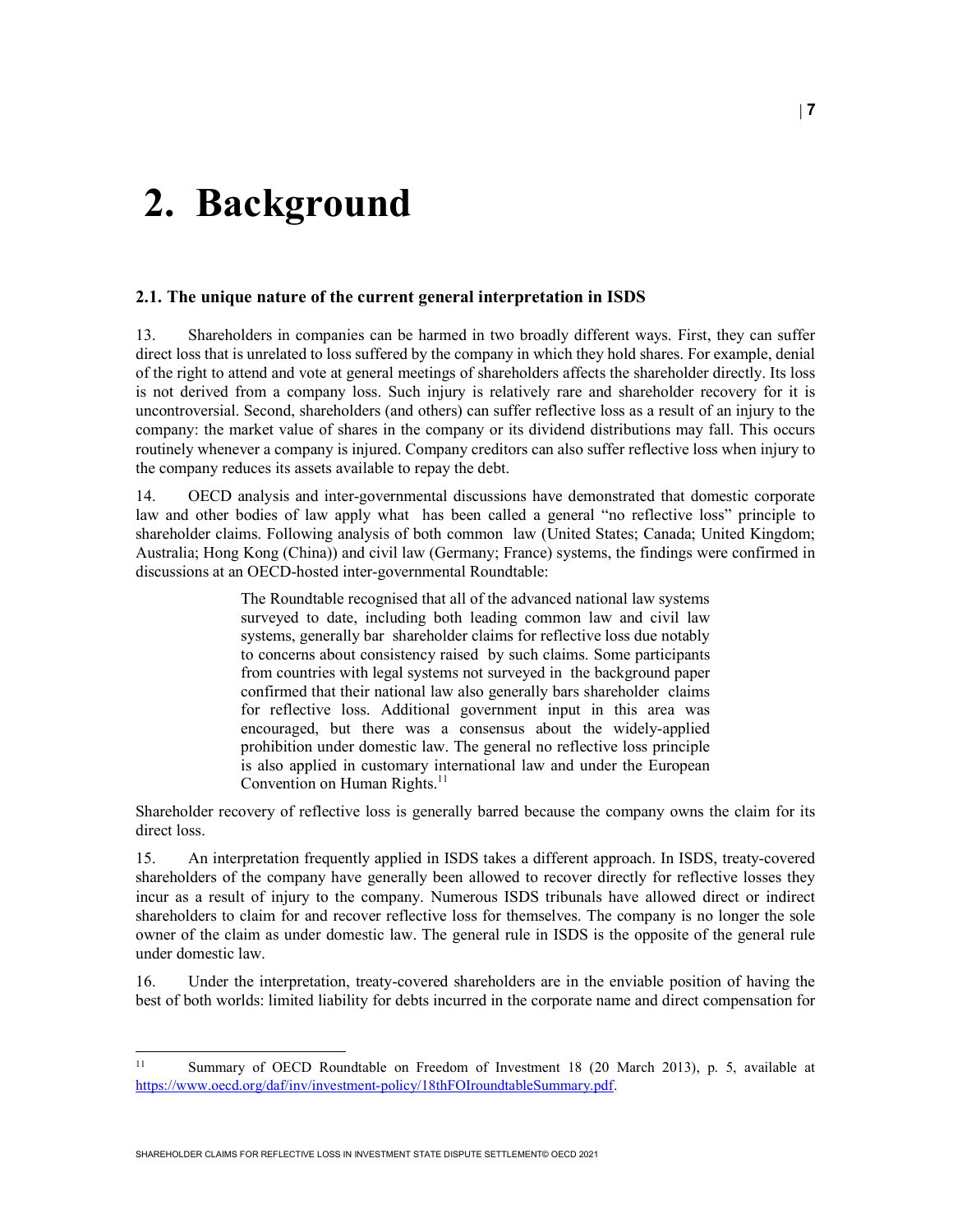# 2. Background

## 2.1. The unique nature of the current general interpretation in ISDS

13. Shareholders in companies can be harmed in two broadly different ways. First, they can suffer direct loss that is unrelated to loss suffered by the company in which they hold shares. For example, denial of the right to attend and vote at general meetings of shareholders affects the shareholder directly. Its loss is not derived from a company loss. Such injury is relatively rare and shareholder recovery for it is uncontroversial. Second, shareholders (and others) can suffer reflective loss as a result of an injury to the company: the market value of shares in the company or its dividend distributions may fall. This occurs routinely whenever a company is injured. Company creditors can also suffer reflective loss when injury to the company reduces its assets available to repay the debt.

14. OECD analysis and inter-governmental discussions have demonstrated that domestic corporate law and other bodies of law apply what has been called a general "no reflective loss" principle to shareholder claims. Following analysis of both common law (United States; Canada; United Kingdom; Australia; Hong Kong (China)) and civil law (Germany; France) systems, the findings were confirmed in discussions at an OECD-hosted inter-governmental Roundtable:

> The Roundtable recognised that all of the advanced national law systems surveyed to date, including both leading common law and civil law systems, generally bar shareholder claims for reflective loss due notably to concerns about consistency raised by such claims. Some participants from countries with legal systems not surveyed in the background paper confirmed that their national law also generally bars shareholder claims for reflective loss. Additional government input in this area was encouraged, but there was a consensus about the widely-applied prohibition under domestic law. The general no reflective loss principle is also applied in customary international law and under the European Convention on Human Rights.[11]

Shareholder recovery of reflective loss is generally barred because the company owns the claim for its direct loss.

15. An interpretation frequently applied in ISDS takes a different approach. In ISDS, treaty-covered shareholders of the company have generally been allowed to recover directly for reflective losses they incur as a result of injury to the company. Numerous ISDS tribunals have allowed direct or indirect shareholders to claim for and recover reflective loss for themselves. The company is no longer the sole owner of the claim as under domestic law. The general rule in ISDS is the opposite of the general rule under domestic law.

16. Under the interpretation, treaty-covered shareholders are in the enviable position of having the best of both worlds: limited liability for debts incurred in the corporate name and direct compensation for

[11] Summary of OECD Roundtable on Freedom of Investment 18 (20 March 2013), p. 5, available at https://www.oecd.org/daf/inv/investment-policy/18thFOIroundtableSummary.pdf.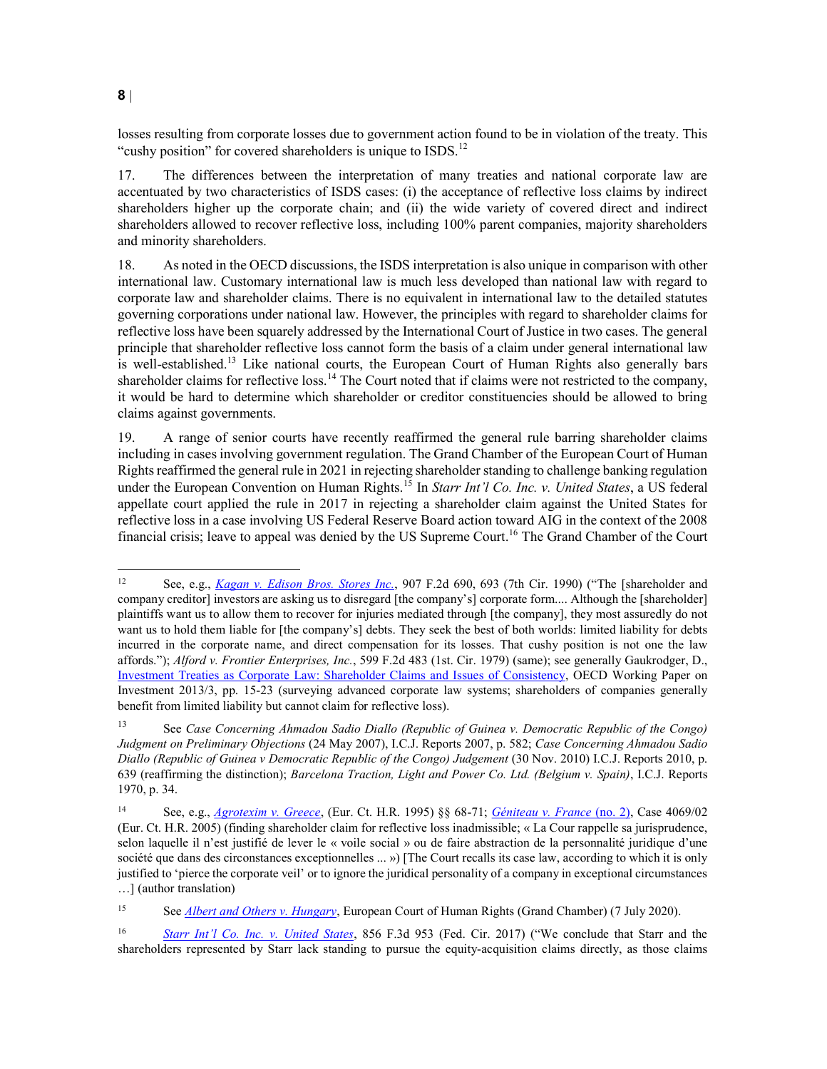losses resulting from corporate losses due to government action found to be in violation of the treaty. This "cushy position" for covered shareholders is unique to ISDS.[12]

17. The differences between the interpretation of many treaties and national corporate law are accentuated by two characteristics of ISDS cases: (i) the acceptance of reflective loss claims by indirect shareholders higher up the corporate chain; and (ii) the wide variety of covered direct and indirect shareholders allowed to recover reflective loss, including 100% parent companies, majority shareholders and minority shareholders.

18. As noted in the OECD discussions, the ISDS interpretation is also unique in comparison with other international law. Customary international law is much less developed than national law with regard to corporate law and shareholder claims. There is no equivalent in international law to the detailed statutes governing corporations under national law. However, the principles with regard to shareholder claims for reflective loss have been squarely addressed by the International Court of Justice in two cases. The general principle that shareholder reflective loss cannot form the basis of a claim under general international law is well-established.[13] Like national courts, the European Court of Human Rights also generally bars shareholder claims for reflective loss.[14] The Court noted that if claims were not restricted to the company, it would be hard to determine which shareholder or creditor constituencies should be allowed to bring claims against governments.

19. A range of senior courts have recently reaffirmed the general rule barring shareholder claims including in cases involving government regulation. The Grand Chamber of the European Court of Human Rights reaffirmed the general rule in 2021 in rejecting shareholder standing to challenge banking regulation under the European Convention on Human Rights.[15] In *Starr Int'l Co. Inc. v. United States*, a US federal appellate court applied the rule in 2017 in rejecting a shareholder claim against the United States for reflective loss in a case involving US Federal Reserve Board action toward AIG in the context of the 2008 financial crisis; leave to appeal was denied by the US Supreme Court.[16] The Grand Chamber of the Court

---

[12] See, e.g., *Kagan v. Edison Bros. Stores Inc.*, 907 F.2d 690, 693 (7th Cir. 1990) ("The [shareholder and company creditor] investors are asking us to disregard [the company's] corporate form.... Although the [shareholder] plaintiffs want us to allow them to recover for injuries mediated through [the company], they most assuredly do not want us to hold them liable for [the company's] debts. They seek the best of both worlds: limited liability for debts incurred in the corporate name, and direct compensation for its losses. That cushy position is not one the law affords."); *Alford v. Frontier Enterprises, Inc.*, 599 F.2d 483 (1st. Cir. 1979) (same); see generally Gaukrodger, D., Investment Treaties as Corporate Law: Shareholder Claims and Issues of Consistency, OECD Working Paper on Investment 2013/3, pp. 15-23 (surveying advanced corporate law systems; shareholders of companies generally benefit from limited liability but cannot claim for reflective loss).

[13] See *Case Concerning Ahmadou Sadio Diallo (Republic of Guinea v. Democratic Republic of the Congo) Judgment on Preliminary Objections* (24 May 2007), I.C.J. Reports 2007, p. 582; *Case Concerning Ahmadou Sadio Diallo (Republic of Guinea v Democratic Republic of the Congo) Judgement* (30 Nov. 2010) I.C.J. Reports 2010, p. 639 (reaffirming the distinction); *Barcelona Traction, Light and Power Co. Ltd. (Belgium v. Spain)*, I.C.J. Reports 1970, p. 34.

[14] See, e.g., *Agrotexim v. Greece*, (Eur. Ct. H.R. 1995) §§ 68-71; *Géniteau v. France* (no. 2), Case 4069/02 (Eur. Ct. H.R. 2005) (finding shareholder claim for reflective loss inadmissible; « La Cour rappelle sa jurisprudence, selon laquelle il n'est justifié de lever le « voile social » ou de faire abstraction de la personnalité juridique d'une société que dans des circonstances exceptionnelles ... ») [The Court recalls its case law, according to which it is only justified to 'pierce the corporate veil' or to ignore the juridical personality of a company in exceptional circumstances …] (author translation)

[15] See *Albert and Others v. Hungary*, European Court of Human Rights (Grand Chamber) (7 July 2020).

[16] *Starr Int'l Co. Inc. v. United States*, 856 F.3d 953 (Fed. Cir. 2017) ("We conclude that Starr and the shareholders represented by Starr lack standing to pursue the equity-acquisition claims directly, as those claims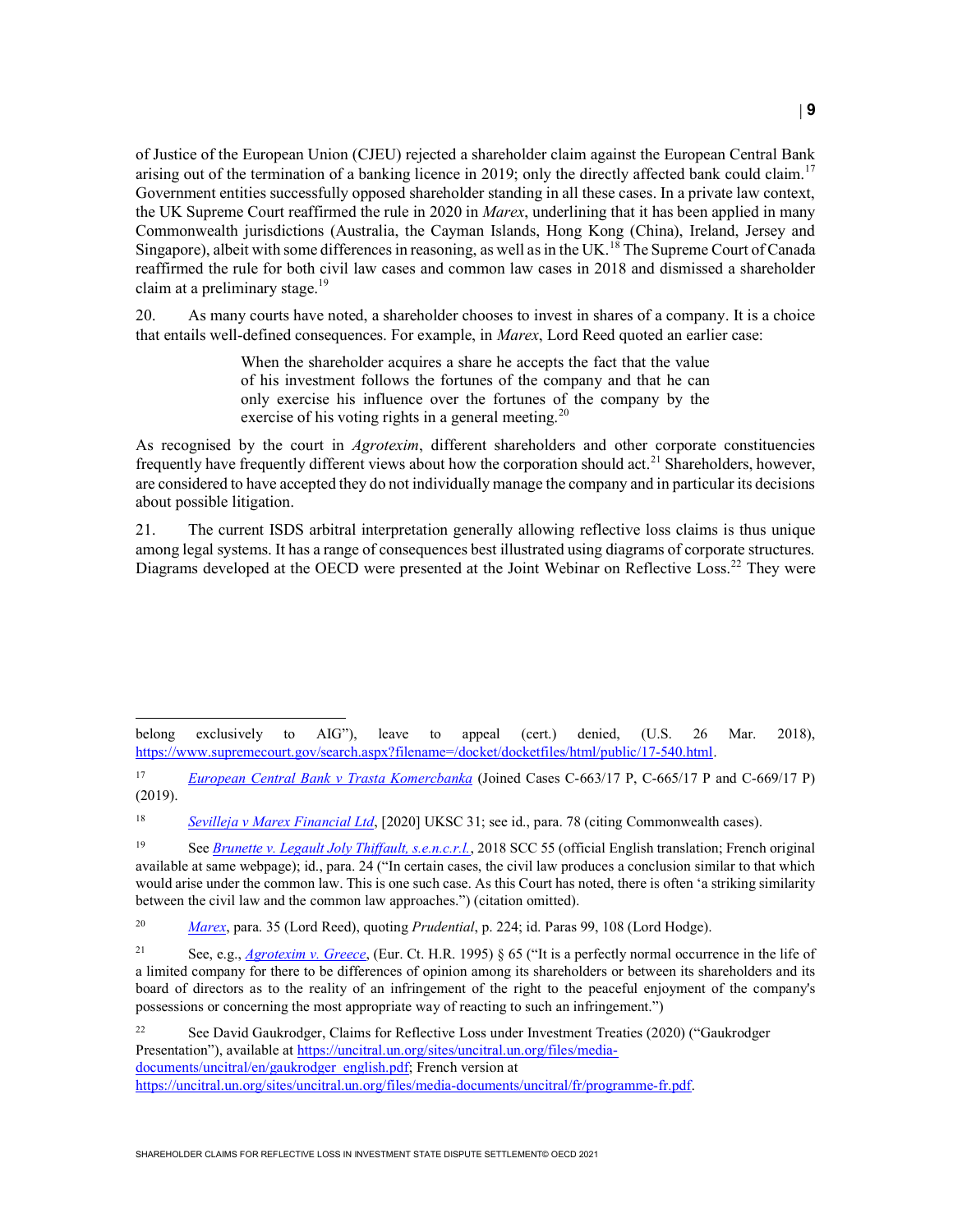of Justice of the European Union (CJEU) rejected a shareholder claim against the European Central Bank arising out of the termination of a banking licence in 2019; only the directly affected bank could claim.[17] Government entities successfully opposed shareholder standing in all these cases. In a private law context, the UK Supreme Court reaffirmed the rule in 2020 in *Marex*, underlining that it has been applied in many Commonwealth jurisdictions (Australia, the Cayman Islands, Hong Kong (China), Ireland, Jersey and Singapore), albeit with some differences in reasoning, as well as in the UK.[18] The Supreme Court of Canada reaffirmed the rule for both civil law cases and common law cases in 2018 and dismissed a shareholder claim at a preliminary stage.[19]

20. As many courts have noted, a shareholder chooses to invest in shares of a company. It is a choice that entails well-defined consequences. For example, in *Marex*, Lord Reed quoted an earlier case:

> When the shareholder acquires a share he accepts the fact that the value of his investment follows the fortunes of the company and that he can only exercise his influence over the fortunes of the company by the exercise of his voting rights in a general meeting.[20]

As recognised by the court in *Agrotexim*, different shareholders and other corporate constituencies frequently have frequently different views about how the corporation should act.[21] Shareholders, however, are considered to have accepted they do not individually manage the company and in particular its decisions about possible litigation.

21. The current ISDS arbitral interpretation generally allowing reflective loss claims is thus unique among legal systems. It has a range of consequences best illustrated using diagrams of corporate structures. Diagrams developed at the OECD were presented at the Joint Webinar on Reflective Loss.[22] They were

---

belong exclusively to AIG"), leave to appeal (cert.) denied, (U.S. 26 Mar. 2018), https://www.supremecourt.gov/search.aspx?filename=/docket/docketfiles/html/public/17-540.html.

[17] *European Central Bank v Trasta Komercbanka* (Joined Cases C-663/17 P, C-665/17 P and C-669/17 P) (2019).

[18] *Sevilleja v Marex Financial Ltd*, [2020] UKSC 31; see id., para. 78 (citing Commonwealth cases).

[19] See *Brunette v. Legault Joly Thiffault, s.e.n.c.r.l.*, 2018 SCC 55 (official English translation; French original available at same webpage); id., para. 24 ("In certain cases, the civil law produces a conclusion similar to that which would arise under the common law. This is one such case. As this Court has noted, there is often 'a striking similarity between the civil law and the common law approaches.") (citation omitted).

[20] *Marex*, para. 35 (Lord Reed), quoting *Prudential*, p. 224; id. Paras 99, 108 (Lord Hodge).

[21] See, e.g., *Agrotexim v. Greece*, (Eur. Ct. H.R. 1995) § 65 ("It is a perfectly normal occurrence in the life of a limited company for there to be differences of opinion among its shareholders or between its shareholders and its board of directors as to the reality of an infringement of the right to the peaceful enjoyment of the company's possessions or concerning the most appropriate way of reacting to such an infringement.")

[22] See David Gaukrodger, Claims for Reflective Loss under Investment Treaties (2020) ("Gaukrodger Presentation"), available at https://uncitral.un.org/sites/uncitral.un.org/files/media-documents/uncitral/en/gaukrodger_english.pdf; French version at https://uncitral.un.org/sites/uncitral.un.org/files/media-documents/uncitral/fr/programme-fr.pdf.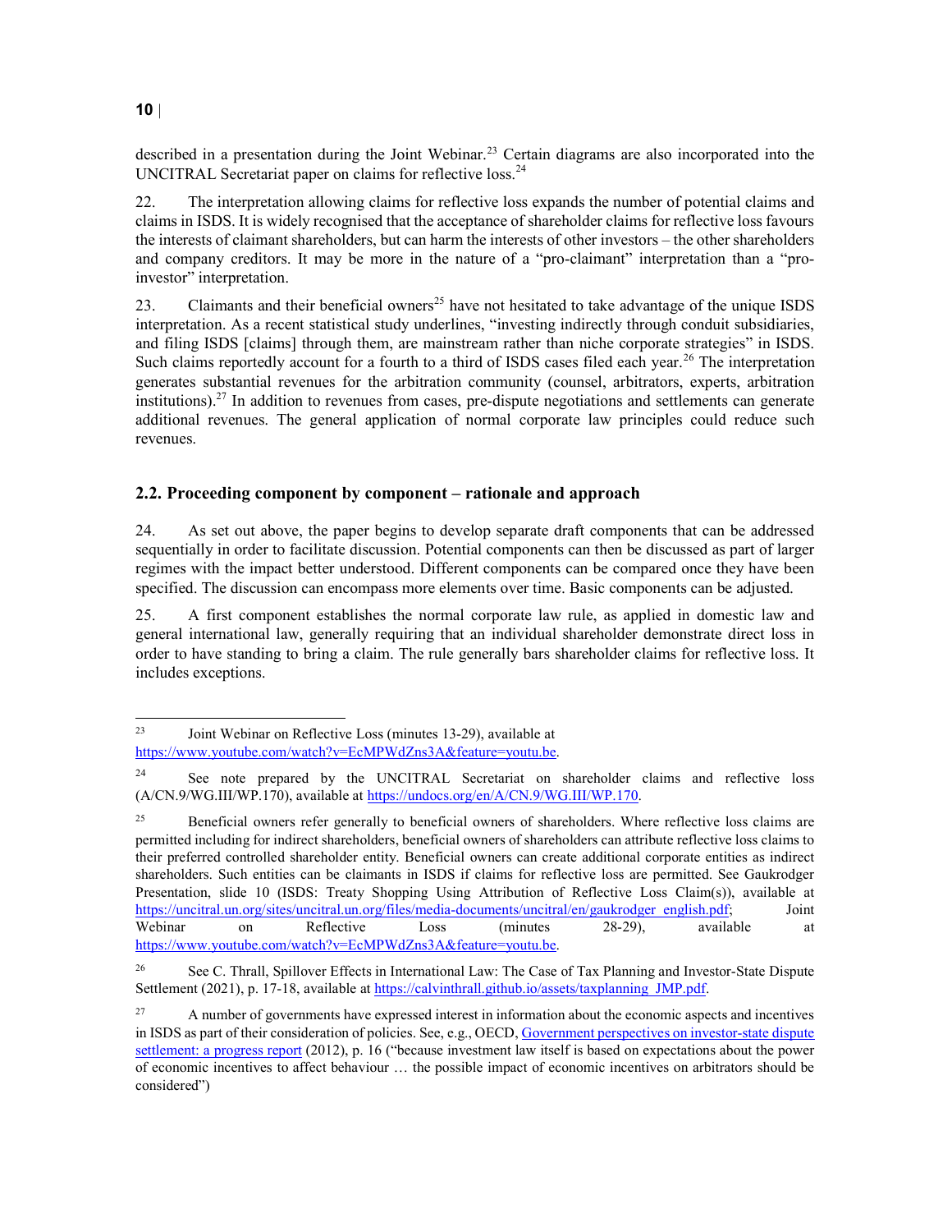described in a presentation during the Joint Webinar.[23] Certain diagrams are also incorporated into the UNCITRAL Secretariat paper on claims for reflective loss.[24]

22. The interpretation allowing claims for reflective loss expands the number of potential claims and claims in ISDS. It is widely recognised that the acceptance of shareholder claims for reflective loss favours the interests of claimant shareholders, but can harm the interests of other investors – the other shareholders and company creditors. It may be more in the nature of a "pro-claimant" interpretation than a "pro-investor" interpretation.

23. Claimants and their beneficial owners[25] have not hesitated to take advantage of the unique ISDS interpretation. As a recent statistical study underlines, "investing indirectly through conduit subsidiaries, and filing ISDS [claims] through them, are mainstream rather than niche corporate strategies" in ISDS. Such claims reportedly account for a fourth to a third of ISDS cases filed each year.[26] The interpretation generates substantial revenues for the arbitration community (counsel, arbitrators, experts, arbitration institutions).[27] In addition to revenues from cases, pre-dispute negotiations and settlements can generate additional revenues. The general application of normal corporate law principles could reduce such revenues.

## 2.2. Proceeding component by component – rationale and approach

24. As set out above, the paper begins to develop separate draft components that can be addressed sequentially in order to facilitate discussion. Potential components can then be discussed as part of larger regimes with the impact better understood. Different components can be compared once they have been specified. The discussion can encompass more elements over time. Basic components can be adjusted.

25. A first component establishes the normal corporate law rule, as applied in domestic law and general international law, generally requiring that an individual shareholder demonstrate direct loss in order to have standing to bring a claim. The rule generally bars shareholder claims for reflective loss. It includes exceptions.

---

[23] Joint Webinar on Reflective Loss (minutes 13-29), available at https://www.youtube.com/watch?v=EcMPWdZns3A&feature=youtu.be.

[24] See note prepared by the UNCITRAL Secretariat on shareholder claims and reflective loss (A/CN.9/WG.III/WP.170), available at https://undocs.org/en/A/CN.9/WG.III/WP.170.

[25] Beneficial owners refer generally to beneficial owners of shareholders. Where reflective loss claims are permitted including for indirect shareholders, beneficial owners of shareholders can attribute reflective loss claims to their preferred controlled shareholder entity. Beneficial owners can create additional corporate entities as indirect shareholders. Such entities can be claimants in ISDS if claims for reflective loss are permitted. See Gaukrodger Presentation, slide 10 (ISDS: Treaty Shopping Using Attribution of Reflective Loss Claim(s)), available at https://uncitral.un.org/sites/uncitral.un.org/files/media-documents/uncitral/en/gaukrodger_english.pdf; Joint Webinar on Reflective Loss (minutes 28-29), available at https://www.youtube.com/watch?v=EcMPWdZns3A&feature=youtu.be.

[26] See C. Thrall, Spillover Effects in International Law: The Case of Tax Planning and Investor-State Dispute Settlement (2021), p. 17-18, available at https://calvinthrall.github.io/assets/taxplanning_JMP.pdf.

[27] A number of governments have expressed interest in information about the economic aspects and incentives in ISDS as part of their consideration of policies. See, e.g., OECD, Government perspectives on investor-state dispute settlement: a progress report (2012), p. 16 ("because investment law itself is based on expectations about the power of economic incentives to affect behaviour … the possible impact of economic incentives on arbitrators should be considered")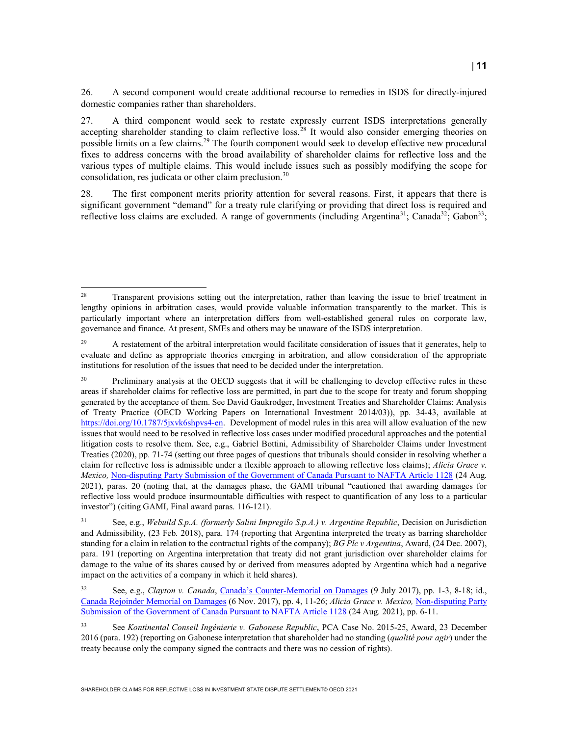26. A second component would create additional recourse to remedies in ISDS for directly-injured domestic companies rather than shareholders.

27. A third component would seek to restate expressly current ISDS interpretations generally accepting shareholder standing to claim reflective loss.[28] It would also consider emerging theories on possible limits on a few claims.[29] The fourth component would seek to develop effective new procedural fixes to address concerns with the broad availability of shareholder claims for reflective loss and the various types of multiple claims. This would include issues such as possibly modifying the scope for consolidation, res judicata or other claim preclusion.[30]

28. The first component merits priority attention for several reasons. First, it appears that there is significant government "demand" for a treaty rule clarifying or providing that direct loss is required and reflective loss claims are excluded. A range of governments (including Argentina[31]; Canada[32]; Gabon[33];

---

[28] Transparent provisions setting out the interpretation, rather than leaving the issue to brief treatment in lengthy opinions in arbitration cases, would provide valuable information transparently to the market. This is particularly important where an interpretation differs from well-established general rules on corporate law, governance and finance. At present, SMEs and others may be unaware of the ISDS interpretation.

[29] A restatement of the arbitral interpretation would facilitate consideration of issues that it generates, help to evaluate and define as appropriate theories emerging in arbitration, and allow consideration of the appropriate institutions for resolution of the issues that need to be decided under the interpretation.

[30] Preliminary analysis at the OECD suggests that it will be challenging to develop effective rules in these areas if shareholder claims for reflective loss are permitted, in part due to the scope for treaty and forum shopping generated by the acceptance of them. See David Gaukrodger, Investment Treaties and Shareholder Claims: Analysis of Treaty Practice (OECD Working Papers on International Investment 2014/03)), pp. 34-43, available at https://doi.org/10.1787/5jxvk6shpvs4-en. Development of model rules in this area will allow evaluation of the new issues that would need to be resolved in reflective loss cases under modified procedural approaches and the potential litigation costs to resolve them. See, e.g., Gabriel Bottini, Admissibility of Shareholder Claims under Investment Treaties (2020), pp. 71-74 (setting out three pages of questions that tribunals should consider in resolving whether a claim for reflective loss is admissible under a flexible approach to allowing reflective loss claims); *Alicia Grace v. Mexico,* Non-disputing Party Submission of the Government of Canada Pursuant to NAFTA Article 1128 (24 Aug. 2021), paras. 20 (noting that, at the damages phase, the GAMI tribunal "cautioned that awarding damages for reflective loss would produce insurmountable difficulties with respect to quantification of any loss to a particular investor") (citing GAMI, Final award paras. 116-121).

[31] See, e.g., *Webuild S.p.A. (formerly Salini Impregilo S.p.A.) v. Argentine Republic*, Decision on Jurisdiction and Admissibility, (23 Feb. 2018), para. 174 (reporting that Argentina interpreted the treaty as barring shareholder standing for a claim in relation to the contractual rights of the company); *BG Plc v Argentina*, Award, (24 Dec. 2007), para. 191 (reporting on Argentina interpretation that treaty did not grant jurisdiction over shareholder claims for damage to the value of its shares caused by or derived from measures adopted by Argentina which had a negative impact on the activities of a company in which it held shares).

[32] See, e.g., *Clayton v. Canada*, Canada's Counter-Memorial on Damages (9 July 2017), pp. 1-3, 8-18; id., Canada Rejoinder Memorial on Damages (6 Nov. 2017), pp. 4, 11-26; *Alicia Grace v. Mexico,* Non-disputing Party Submission of the Government of Canada Pursuant to NAFTA Article 1128 (24 Aug. 2021), pp. 6-11.

[33] See *Kontinental Conseil Ingénierie v. Gabonese Republic*, PCA Case No. 2015-25, Award, 23 December 2016 (para. 192) (reporting on Gabonese interpretation that shareholder had no standing (*qualité pour agir*) under the treaty because only the company signed the contracts and there was no cession of rights).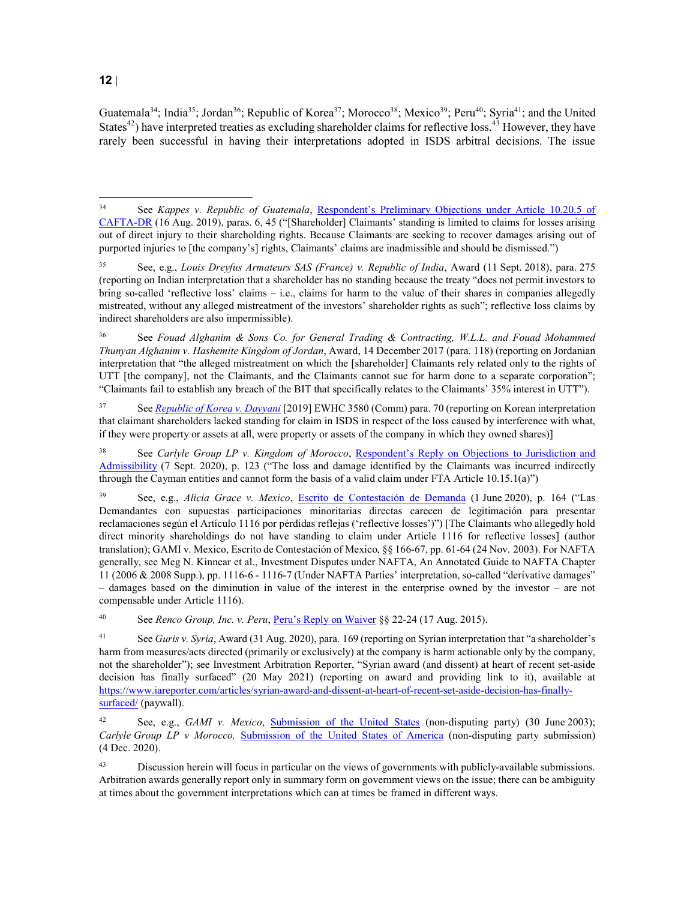Guatemala[34]; India[35]; Jordan[36]; Republic of Korea[37]; Morocco[38]; Mexico[39]; Peru[40]; Syria[41]; and the United States[42]) have interpreted treaties as excluding shareholder claims for reflective loss.[43] However, they have rarely been successful in having their interpretations adopted in ISDS arbitral decisions. The issue

---

[34] See *Kappes v. Republic of Guatemala*, Respondent's Preliminary Objections under Article 10.20.5 of CAFTA-DR (16 Aug. 2019), paras. 6, 45 ("[Shareholder] Claimants' standing is limited to claims for losses arising out of direct injury to their shareholding rights. Because Claimants are seeking to recover damages arising out of purported injuries to [the company's] rights, Claimants' claims are inadmissible and should be dismissed.")

[35] See, e.g., *Louis Dreyfus Armateurs SAS (France) v. Republic of India*, Award (11 Sept. 2018), para. 275 (reporting on Indian interpretation that a shareholder has no standing because the treaty "does not permit investors to bring so-called 'reflective loss' claims – i.e., claims for harm to the value of their shares in companies allegedly mistreated, without any alleged mistreatment of the investors' shareholder rights as such"; reflective loss claims by indirect shareholders are also impermissible).

[36] See *Fouad Alghanim & Sons Co. for General Trading & Contracting, W.L.L. and Fouad Mohammed Thunyan Alghanim v. Hashemite Kingdom of Jordan*, Award, 14 December 2017 (para. 118) (reporting on Jordanian interpretation that "the alleged mistreatment on which the [shareholder] Claimants rely related only to the rights of UTT [the company], not the Claimants, and the Claimants cannot sue for harm done to a separate corporation"; "Claimants fail to establish any breach of the BIT that specifically relates to the Claimants' 35% interest in UTT").

[37] See *Republic of Korea v. Dayyani* [2019] EWHC 3580 (Comm) para. 70 (reporting on Korean interpretation that claimant shareholders lacked standing for claim in ISDS in respect of the loss caused by interference with what, if they were property or assets at all, were property or assets of the company in which they owned shares)]

[38] See *Carlyle Group LP v. Kingdom of Morocco*, Respondent's Reply on Objections to Jurisdiction and Admissibility (7 Sept. 2020), p. 123 ("The loss and damage identified by the Claimants was incurred indirectly through the Cayman entities and cannot form the basis of a valid claim under FTA Article 10.15.1(a)")

[39] See, e.g., *Alicia Grace v. Mexico*, Escrito de Contestación de Demanda (1 June 2020), p. 164 ("Las Demandantes con supuestas participaciones minoritarias directas carecen de legitimación para presentar reclamaciones según el Artículo 1116 por pérdidas reflejas ('reflective losses')") [The Claimants who allegedly hold direct minority shareholdings do not have standing to claim under Article 1116 for reflective losses] (author translation); GAMI v. Mexico, Escrito de Contestación of Mexico, §§ 166-67, pp. 61-64 (24 Nov. 2003). For NAFTA generally, see Meg N. Kinnear et al., Investment Disputes under NAFTA, An Annotated Guide to NAFTA Chapter 11 (2006 & 2008 Supp.), pp. 1116-6 - 1116-7 (Under NAFTA Parties' interpretation, so-called "derivative damages" – damages based on the diminution in value of the interest in the enterprise owned by the investor – are not compensable under Article 1116).

[40] See *Renco Group, Inc. v. Peru*, Peru's Reply on Waiver §§ 22-24 (17 Aug. 2015).

[41] See *Guris v. Syria*, Award (31 Aug. 2020), para. 169 (reporting on Syrian interpretation that "a shareholder's harm from measures/acts directed (primarily or exclusively) at the company is harm actionable only by the company, not the shareholder"); see Investment Arbitration Reporter, "Syrian award (and dissent) at heart of recent set-aside decision has finally surfaced" (20 May 2021) (reporting on award and providing link to it), available at https://www.iareporter.com/articles/syrian-award-and-dissent-at-heart-of-recent-set-aside-decision-has-finally-surfaced/ (paywall).

[42] See, e.g., *GAMI v. Mexico*, Submission of the United States (non-disputing party) (30 June 2003); *Carlyle Group LP v Morocco,* Submission of the United States of America (non-disputing party submission) (4 Dec. 2020).

[43] Discussion herein will focus in particular on the views of governments with publicly-available submissions. Arbitration awards generally report only in summary form on government views on the issue; there can be ambiguity at times about the government interpretations which can at times be framed in different ways.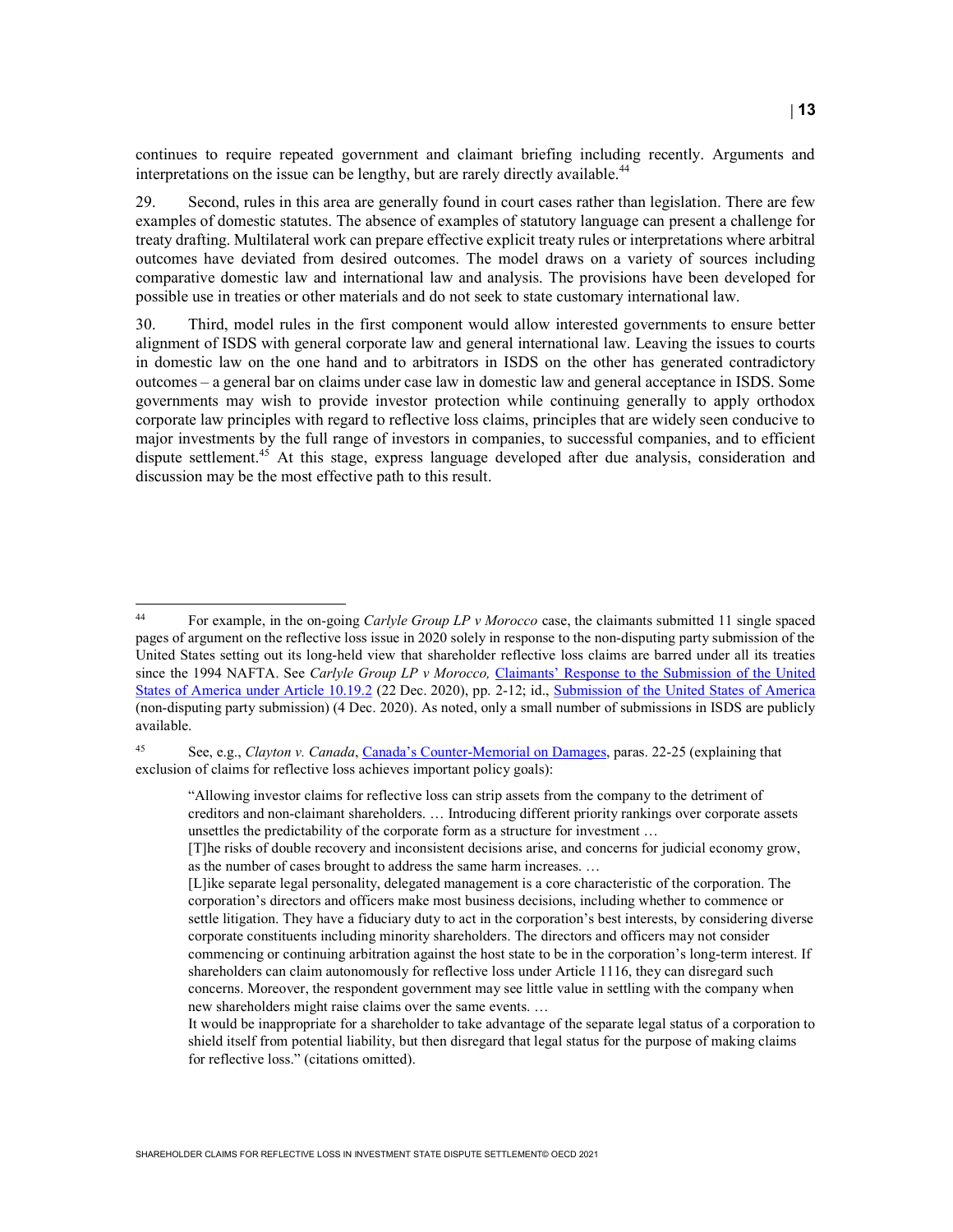continues to require repeated government and claimant briefing including recently. Arguments and interpretations on the issue can be lengthy, but are rarely directly available.[44]

29. Second, rules in this area are generally found in court cases rather than legislation. There are few examples of domestic statutes. The absence of examples of statutory language can present a challenge for treaty drafting. Multilateral work can prepare effective explicit treaty rules or interpretations where arbitral outcomes have deviated from desired outcomes. The model draws on a variety of sources including comparative domestic law and international law and analysis. The provisions have been developed for possible use in treaties or other materials and do not seek to state customary international law.

30. Third, model rules in the first component would allow interested governments to ensure better alignment of ISDS with general corporate law and general international law. Leaving the issues to courts in domestic law on the one hand and to arbitrators in ISDS on the other has generated contradictory outcomes – a general bar on claims under case law in domestic law and general acceptance in ISDS. Some governments may wish to provide investor protection while continuing generally to apply orthodox corporate law principles with regard to reflective loss claims, principles that are widely seen conducive to major investments by the full range of investors in companies, to successful companies, and to efficient dispute settlement.[45] At this stage, express language developed after due analysis, consideration and discussion may be the most effective path to this result.

---

[44] For example, in the on-going *Carlyle Group LP v Morocco* case, the claimants submitted 11 single spaced pages of argument on the reflective loss issue in 2020 solely in response to the non-disputing party submission of the United States setting out its long-held view that shareholder reflective loss claims are barred under all its treaties since the 1994 NAFTA. See *Carlyle Group LP v Morocco,* Claimants' Response to the Submission of the United States of America under Article 10.19.2 (22 Dec. 2020), pp. 2-12; id., Submission of the United States of America (non-disputing party submission) (4 Dec. 2020). As noted, only a small number of submissions in ISDS are publicly available.

[45] See, e.g., *Clayton v. Canada*, Canada's Counter-Memorial on Damages, paras. 22-25 (explaining that exclusion of claims for reflective loss achieves important policy goals):

> "Allowing investor claims for reflective loss can strip assets from the company to the detriment of creditors and non-claimant shareholders. … Introducing different priority rankings over corporate assets unsettles the predictability of the corporate form as a structure for investment …
>
> [T]he risks of double recovery and inconsistent decisions arise, and concerns for judicial economy grow, as the number of cases brought to address the same harm increases. …
>
> [L]ike separate legal personality, delegated management is a core characteristic of the corporation. The corporation's directors and officers make most business decisions, including whether to commence or settle litigation. They have a fiduciary duty to act in the corporation's best interests, by considering diverse corporate constituents including minority shareholders. The directors and officers may not consider commencing or continuing arbitration against the host state to be in the corporation's long-term interest. If shareholders can claim autonomously for reflective loss under Article 1116, they can disregard such concerns. Moreover, the respondent government may see little value in settling with the company when new shareholders might raise claims over the same events. …
>
> It would be inappropriate for a shareholder to take advantage of the separate legal status of a corporation to shield itself from potential liability, but then disregard that legal status for the purpose of making claims for reflective loss." (citations omitted).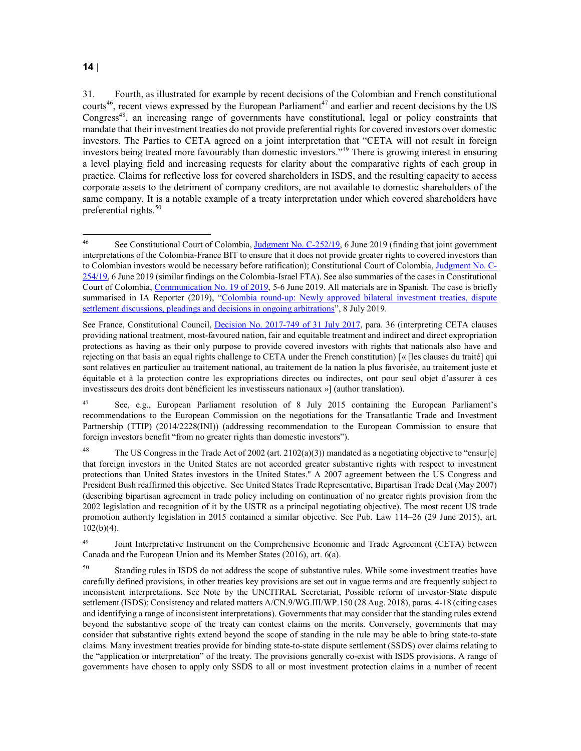31. Fourth, as illustrated for example by recent decisions of the Colombian and French constitutional courts[46], recent views expressed by the European Parliament[47] and earlier and recent decisions by the US Congress[48], an increasing range of governments have constitutional, legal or policy constraints that mandate that their investment treaties do not provide preferential rights for covered investors over domestic investors. The Parties to CETA agreed on a joint interpretation that "CETA will not result in foreign investors being treated more favourably than domestic investors."[49] There is growing interest in ensuring a level playing field and increasing requests for clarity about the comparative rights of each group in practice. Claims for reflective loss for covered shareholders in ISDS, and the resulting capacity to access corporate assets to the detriment of company creditors, are not available to domestic shareholders of the same company. It is a notable example of a treaty interpretation under which covered shareholders have preferential rights.[50]

---

[46] See Constitutional Court of Colombia, Judgment No. C-252/19, 6 June 2019 (finding that joint government interpretations of the Colombia-France BIT to ensure that it does not provide greater rights to covered investors than to Colombian investors would be necessary before ratification); Constitutional Court of Colombia, Judgment No. C-254/19, 6 June 2019 (similar findings on the Colombia-Israel FTA). See also summaries of the cases in Constitutional Court of Colombia, Communication No. 19 of 2019, 5-6 June 2019. All materials are in Spanish. The case is briefly summarised in IA Reporter (2019), "Colombia round-up: Newly approved bilateral investment treaties, dispute settlement discussions, pleadings and decisions in ongoing arbitrations", 8 July 2019.

See France, Constitutional Council, Decision No. 2017-749 of 31 July 2017, para. 36 (interpreting CETA clauses providing national treatment, most-favoured nation, fair and equitable treatment and indirect and direct expropriation protections as having as their only purpose to provide covered investors with rights that nationals also have and rejecting on that basis an equal rights challenge to CETA under the French constitution) [« [les clauses du traité] qui sont relatives en particulier au traitement national, au traitement de la nation la plus favorisée, au traitement juste et équitable et à la protection contre les expropriations directes ou indirectes, ont pour seul objet d'assurer à ces investisseurs des droits dont bénéficient les investisseurs nationaux »] (author translation).

[47] See, e.g., European Parliament resolution of 8 July 2015 containing the European Parliament's recommendations to the European Commission on the negotiations for the Transatlantic Trade and Investment Partnership (TTIP) (2014/2228(INI)) (addressing recommendation to the European Commission to ensure that foreign investors benefit "from no greater rights than domestic investors").

[48] The US Congress in the Trade Act of 2002 (art. 2102(a)(3)) mandated as a negotiating objective to "ensur[e] that foreign investors in the United States are not accorded greater substantive rights with respect to investment protections than United States investors in the United States." A 2007 agreement between the US Congress and President Bush reaffirmed this objective. See United States Trade Representative, Bipartisan Trade Deal (May 2007) (describing bipartisan agreement in trade policy including on continuation of no greater rights provision from the 2002 legislation and recognition of it by the USTR as a principal negotiating objective). The most recent US trade promotion authority legislation in 2015 contained a similar objective. See Pub. Law 114–26 (29 June 2015), art. 102(b)(4).

[49] Joint Interpretative Instrument on the Comprehensive Economic and Trade Agreement (CETA) between Canada and the European Union and its Member States (2016), art. 6(a).

[50] Standing rules in ISDS do not address the scope of substantive rules. While some investment treaties have carefully defined provisions, in other treaties key provisions are set out in vague terms and are frequently subject to inconsistent interpretations. See Note by the UNCITRAL Secretariat, Possible reform of investor-State dispute settlement (ISDS): Consistency and related matters A/CN.9/WG.III/WP.150 (28 Aug. 2018), paras. 4-18 (citing cases and identifying a range of inconsistent interpretations). Governments that may consider that the standing rules extend beyond the substantive scope of the treaty can contest claims on the merits. Conversely, governments that may consider that substantive rights extend beyond the scope of standing in the rule may be able to bring state-to-state claims. Many investment treaties provide for binding state-to-state dispute settlement (SSDS) over claims relating to the "application or interpretation" of the treaty. The provisions generally co-exist with ISDS provisions. A range of governments have chosen to apply only SSDS to all or most investment protection claims in a number of recent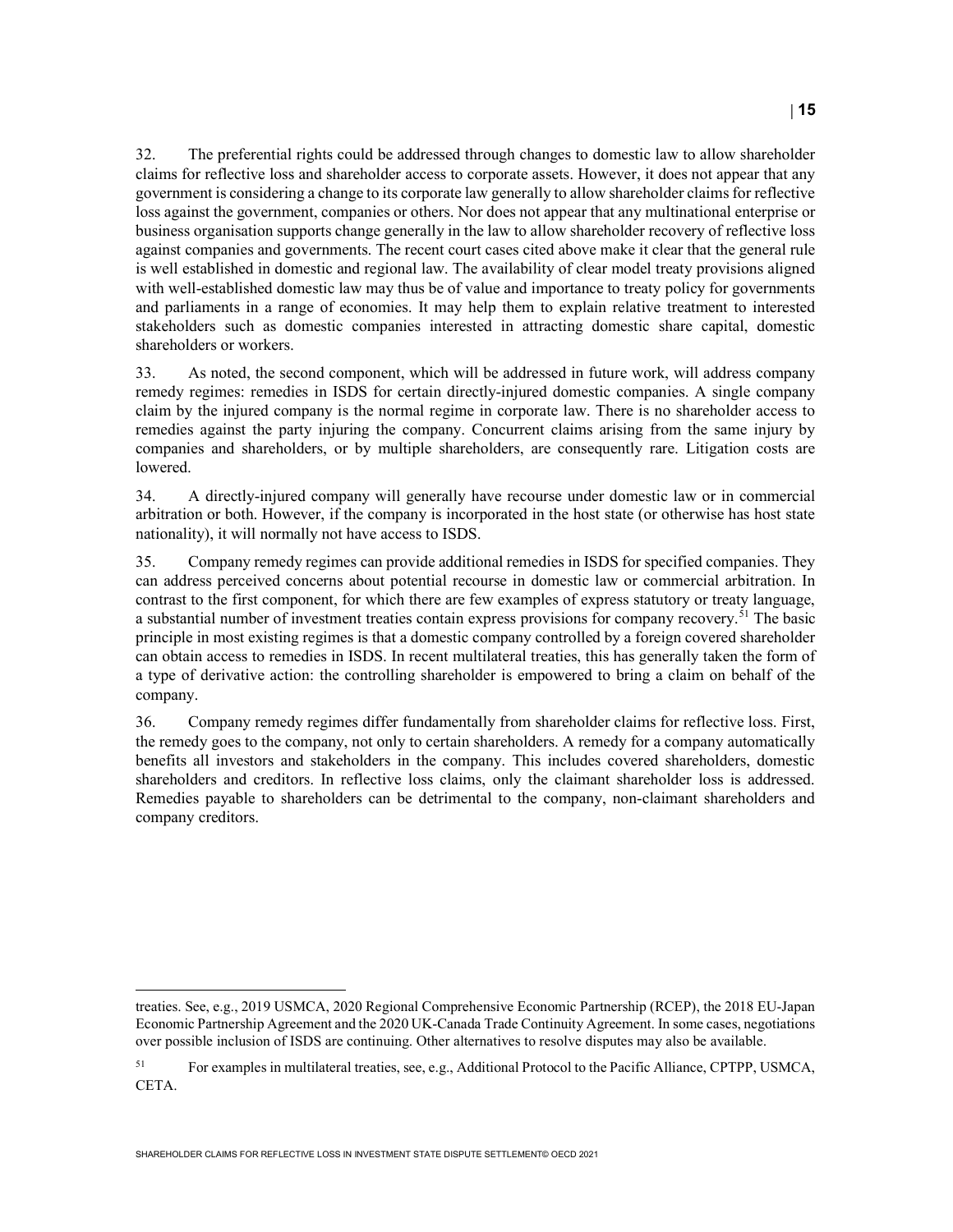32. The preferential rights could be addressed through changes to domestic law to allow shareholder claims for reflective loss and shareholder access to corporate assets. However, it does not appear that any government is considering a change to its corporate law generally to allow shareholder claims for reflective loss against the government, companies or others. Nor does not appear that any multinational enterprise or business organisation supports change generally in the law to allow shareholder recovery of reflective loss against companies and governments. The recent court cases cited above make it clear that the general rule is well established in domestic and regional law. The availability of clear model treaty provisions aligned with well-established domestic law may thus be of value and importance to treaty policy for governments and parliaments in a range of economies. It may help them to explain relative treatment to interested stakeholders such as domestic companies interested in attracting domestic share capital, domestic shareholders or workers.

33. As noted, the second component, which will be addressed in future work, will address company remedy regimes: remedies in ISDS for certain directly-injured domestic companies. A single company claim by the injured company is the normal regime in corporate law. There is no shareholder access to remedies against the party injuring the company. Concurrent claims arising from the same injury by companies and shareholders, or by multiple shareholders, are consequently rare. Litigation costs are lowered.

34. A directly-injured company will generally have recourse under domestic law or in commercial arbitration or both. However, if the company is incorporated in the host state (or otherwise has host state nationality), it will normally not have access to ISDS.

35. Company remedy regimes can provide additional remedies in ISDS for specified companies. They can address perceived concerns about potential recourse in domestic law or commercial arbitration. In contrast to the first component, for which there are few examples of express statutory or treaty language, a substantial number of investment treaties contain express provisions for company recovery.[51] The basic principle in most existing regimes is that a domestic company controlled by a foreign covered shareholder can obtain access to remedies in ISDS. In recent multilateral treaties, this has generally taken the form of a type of derivative action: the controlling shareholder is empowered to bring a claim on behalf of the company.

36. Company remedy regimes differ fundamentally from shareholder claims for reflective loss. First, the remedy goes to the company, not only to certain shareholders. A remedy for a company automatically benefits all investors and stakeholders in the company. This includes covered shareholders, domestic shareholders and creditors. In reflective loss claims, only the claimant shareholder loss is addressed. Remedies payable to shareholders can be detrimental to the company, non-claimant shareholders and company creditors.

---

treaties. See, e.g., 2019 USMCA, 2020 Regional Comprehensive Economic Partnership (RCEP), the 2018 EU-Japan Economic Partnership Agreement and the 2020 UK-Canada Trade Continuity Agreement. In some cases, negotiations over possible inclusion of ISDS are continuing. Other alternatives to resolve disputes may also be available.

[51] For examples in multilateral treaties, see, e.g., Additional Protocol to the Pacific Alliance, CPTPP, USMCA, CETA.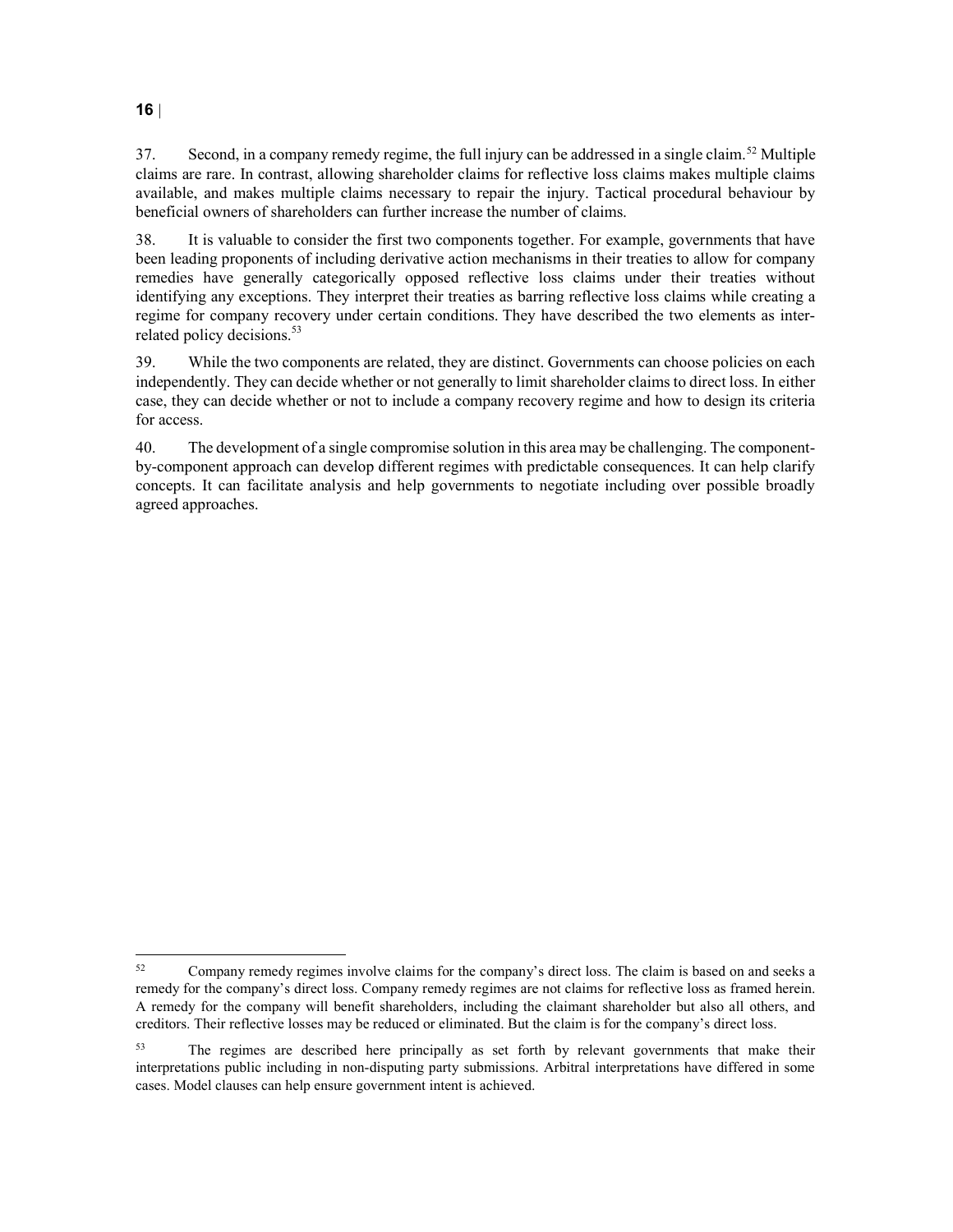37. Second, in a company remedy regime, the full injury can be addressed in a single claim.[52] Multiple claims are rare. In contrast, allowing shareholder claims for reflective loss claims makes multiple claims available, and makes multiple claims necessary to repair the injury. Tactical procedural behaviour by beneficial owners of shareholders can further increase the number of claims.

38. It is valuable to consider the first two components together. For example, governments that have been leading proponents of including derivative action mechanisms in their treaties to allow for company remedies have generally categorically opposed reflective loss claims under their treaties without identifying any exceptions. They interpret their treaties as barring reflective loss claims while creating a regime for company recovery under certain conditions. They have described the two elements as inter-related policy decisions.[53]

39. While the two components are related, they are distinct. Governments can choose policies on each independently. They can decide whether or not generally to limit shareholder claims to direct loss. In either case, they can decide whether or not to include a company recovery regime and how to design its criteria for access.

40. The development of a single compromise solution in this area may be challenging. The component-by-component approach can develop different regimes with predictable consequences. It can help clarify concepts. It can facilitate analysis and help governments to negotiate including over possible broadly agreed approaches.

---

[52] Company remedy regimes involve claims for the company's direct loss. The claim is based on and seeks a remedy for the company's direct loss. Company remedy regimes are not claims for reflective loss as framed herein. A remedy for the company will benefit shareholders, including the claimant shareholder but also all others, and creditors. Their reflective losses may be reduced or eliminated. But the claim is for the company's direct loss.

[53] The regimes are described here principally as set forth by relevant governments that make their interpretations public including in non-disputing party submissions. Arbitral interpretations have differed in some cases. Model clauses can help ensure government intent is achieved.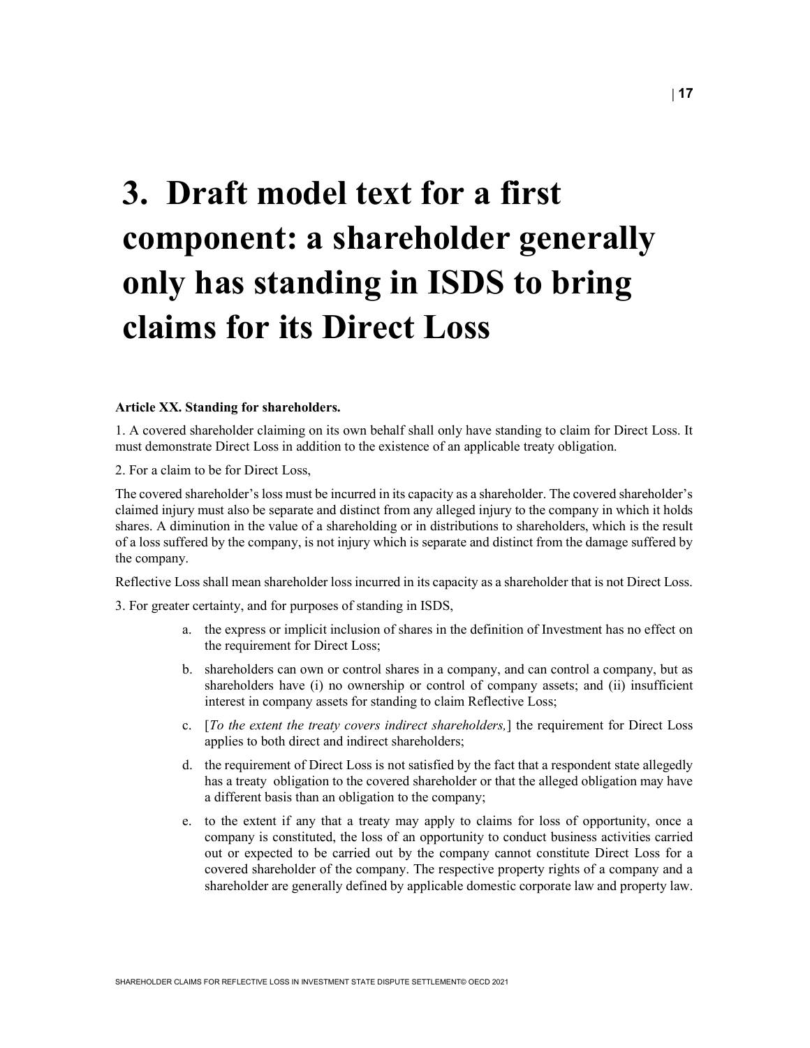# 3. Draft model text for a first component: a shareholder generally only has standing in ISDS to bring claims for its Direct Loss

**Article XX. Standing for shareholders.**

1. A covered shareholder claiming on its own behalf shall only have standing to claim for Direct Loss. It must demonstrate Direct Loss in addition to the existence of an applicable treaty obligation.

2. For a claim to be for Direct Loss,

The covered shareholder's loss must be incurred in its capacity as a shareholder. The covered shareholder's claimed injury must also be separate and distinct from any alleged injury to the company in which it holds shares. A diminution in the value of a shareholding or in distributions to shareholders, which is the result of a loss suffered by the company, is not injury which is separate and distinct from the damage suffered by the company.

Reflective Loss shall mean shareholder loss incurred in its capacity as a shareholder that is not Direct Loss.

3. For greater certainty, and for purposes of standing in ISDS,

a. the express or implicit inclusion of shares in the definition of Investment has no effect on the requirement for Direct Loss;

b. shareholders can own or control shares in a company, and can control a company, but as shareholders have (i) no ownership or control of company assets; and (ii) insufficient interest in company assets for standing to claim Reflective Loss;

c. [*To the extent the treaty covers indirect shareholders,*] the requirement for Direct Loss applies to both direct and indirect shareholders;

d. the requirement of Direct Loss is not satisfied by the fact that a respondent state allegedly has a treaty obligation to the covered shareholder or that the alleged obligation may have a different basis than an obligation to the company;

e. to the extent if any that a treaty may apply to claims for loss of opportunity, once a company is constituted, the loss of an opportunity to conduct business activities carried out or expected to be carried out by the company cannot constitute Direct Loss for a covered shareholder of the company. The respective property rights of a company and a shareholder are generally defined by applicable domestic corporate law and property law.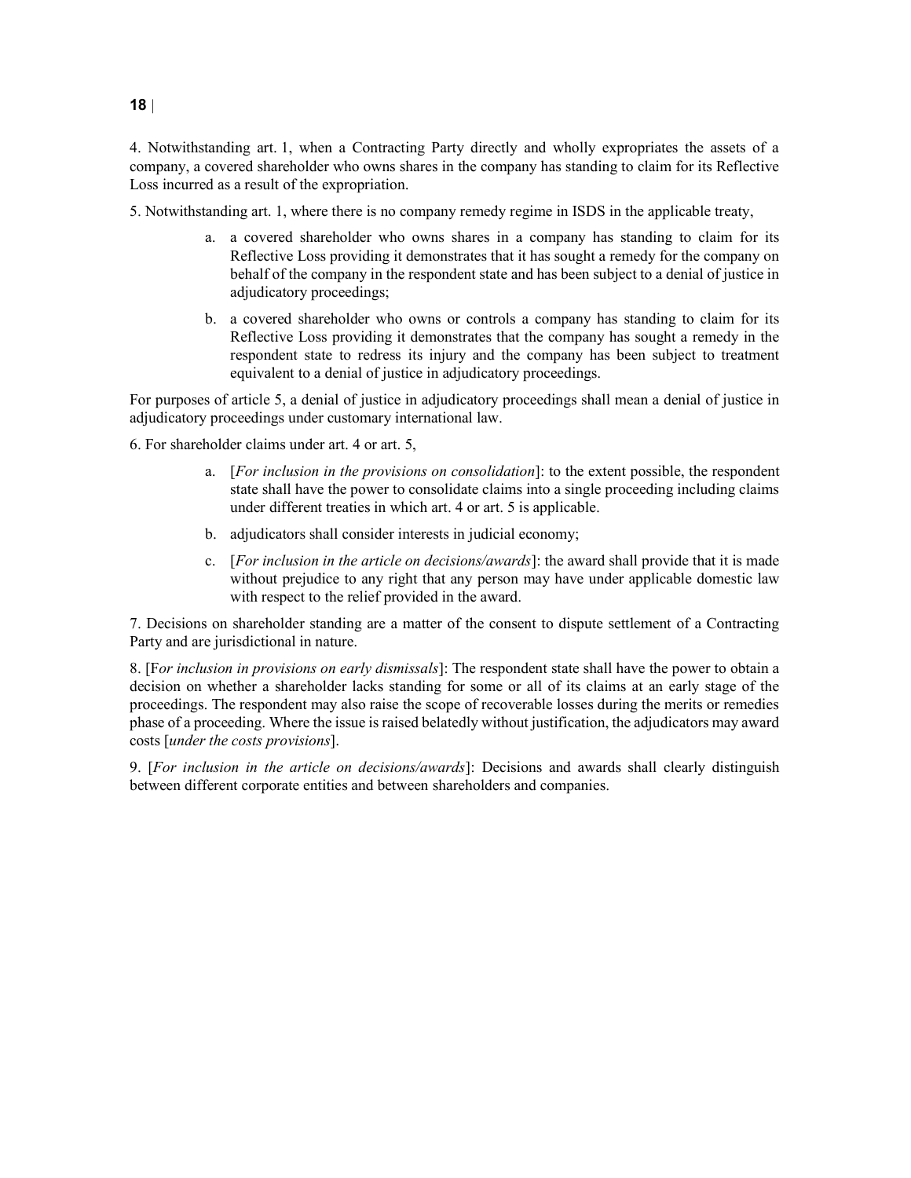4. Notwithstanding art. 1, when a Contracting Party directly and wholly expropriates the assets of a company, a covered shareholder who owns shares in the company has standing to claim for its Reflective Loss incurred as a result of the expropriation.

5. Notwithstanding art. 1, where there is no company remedy regime in ISDS in the applicable treaty,

   a. a covered shareholder who owns shares in a company has standing to claim for its Reflective Loss providing it demonstrates that it has sought a remedy for the company on behalf of the company in the respondent state and has been subject to a denial of justice in adjudicatory proceedings;

   b. a covered shareholder who owns or controls a company has standing to claim for its Reflective Loss providing it demonstrates that the company has sought a remedy in the respondent state to redress its injury and the company has been subject to treatment equivalent to a denial of justice in adjudicatory proceedings.

For purposes of article 5, a denial of justice in adjudicatory proceedings shall mean a denial of justice in adjudicatory proceedings under customary international law.

6. For shareholder claims under art. 4 or art. 5,

   a. [*For inclusion in the provisions on consolidation*]: to the extent possible, the respondent state shall have the power to consolidate claims into a single proceeding including claims under different treaties in which art. 4 or art. 5 is applicable.

   b. adjudicators shall consider interests in judicial economy;

   c. [*For inclusion in the article on decisions/awards*]: the award shall provide that it is made without prejudice to any right that any person may have under applicable domestic law with respect to the relief provided in the award.

7. Decisions on shareholder standing are a matter of the consent to dispute settlement of a Contracting Party and are jurisdictional in nature.

8. [F*or inclusion in provisions on early dismissals*]: The respondent state shall have the power to obtain a decision on whether a shareholder lacks standing for some or all of its claims at an early stage of the proceedings. The respondent may also raise the scope of recoverable losses during the merits or remedies phase of a proceeding. Where the issue is raised belatedly without justification, the adjudicators may award costs [*under the costs provisions*].

9. [*For inclusion in the article on decisions/awards*]: Decisions and awards shall clearly distinguish between different corporate entities and between shareholders and companies.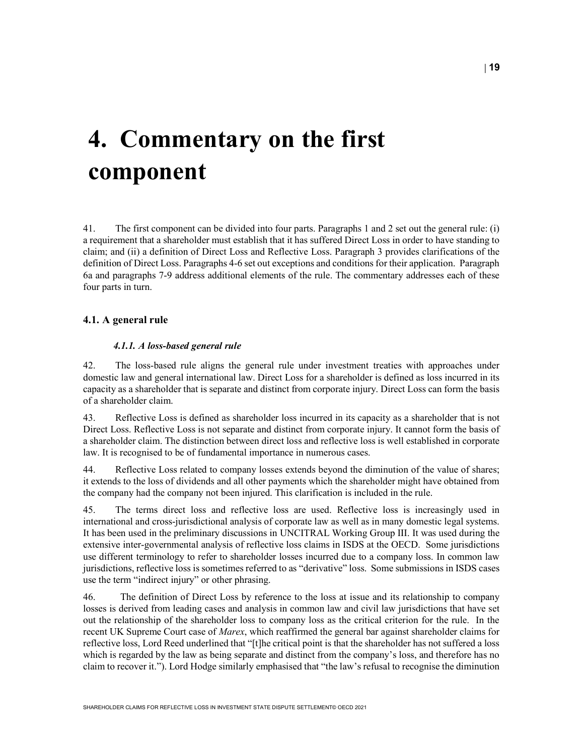# 4. Commentary on the first component

41. The first component can be divided into four parts. Paragraphs 1 and 2 set out the general rule: (i) a requirement that a shareholder must establish that it has suffered Direct Loss in order to have standing to claim; and (ii) a definition of Direct Loss and Reflective Loss. Paragraph 3 provides clarifications of the definition of Direct Loss. Paragraphs 4-6 set out exceptions and conditions for their application. Paragraph 6a and paragraphs 7-9 address additional elements of the rule. The commentary addresses each of these four parts in turn.

## 4.1. A general rule

### *4.1.1. A loss-based general rule*

42. The loss-based rule aligns the general rule under investment treaties with approaches under domestic law and general international law. Direct Loss for a shareholder is defined as loss incurred in its capacity as a shareholder that is separate and distinct from corporate injury. Direct Loss can form the basis of a shareholder claim.

43. Reflective Loss is defined as shareholder loss incurred in its capacity as a shareholder that is not Direct Loss. Reflective Loss is not separate and distinct from corporate injury. It cannot form the basis of a shareholder claim. The distinction between direct loss and reflective loss is well established in corporate law. It is recognised to be of fundamental importance in numerous cases.

44. Reflective Loss related to company losses extends beyond the diminution of the value of shares; it extends to the loss of dividends and all other payments which the shareholder might have obtained from the company had the company not been injured. This clarification is included in the rule.

45. The terms direct loss and reflective loss are used. Reflective loss is increasingly used in international and cross-jurisdictional analysis of corporate law as well as in many domestic legal systems. It has been used in the preliminary discussions in UNCITRAL Working Group III. It was used during the extensive inter-governmental analysis of reflective loss claims in ISDS at the OECD. Some jurisdictions use different terminology to refer to shareholder losses incurred due to a company loss. In common law jurisdictions, reflective loss is sometimes referred to as "derivative" loss. Some submissions in ISDS cases use the term "indirect injury" or other phrasing.

46. The definition of Direct Loss by reference to the loss at issue and its relationship to company losses is derived from leading cases and analysis in common law and civil law jurisdictions that have set out the relationship of the shareholder loss to company loss as the critical criterion for the rule. In the recent UK Supreme Court case of *Marex*, which reaffirmed the general bar against shareholder claims for reflective loss, Lord Reed underlined that "[t]he critical point is that the shareholder has not suffered a loss which is regarded by the law as being separate and distinct from the company's loss, and therefore has no claim to recover it."). Lord Hodge similarly emphasised that "the law's refusal to recognise the diminution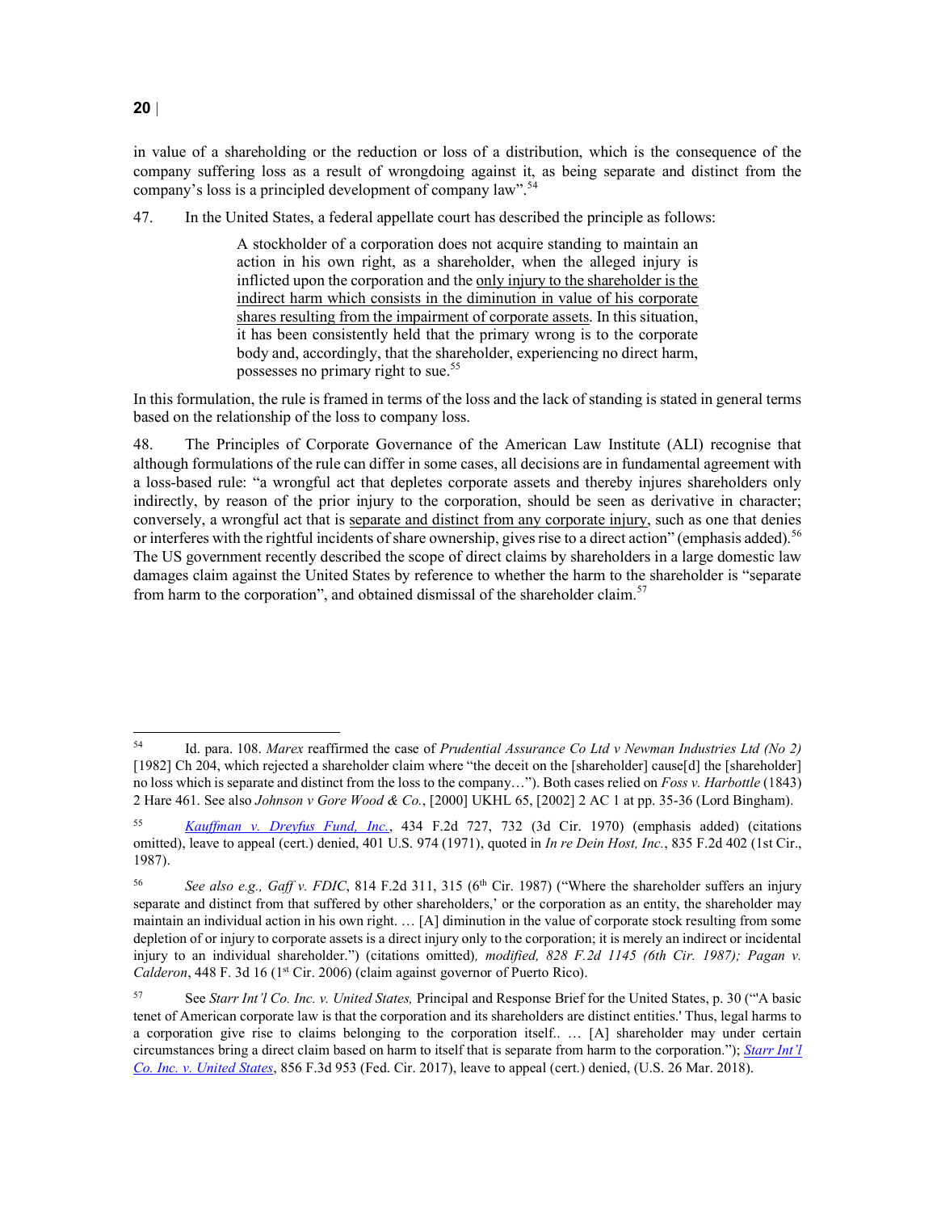in value of a shareholding or the reduction or loss of a distribution, which is the consequence of the company suffering loss as a result of wrongdoing against it, as being separate and distinct from the company's loss is a principled development of company law".[54]

47. In the United States, a federal appellate court has described the principle as follows:

> A stockholder of a corporation does not acquire standing to maintain an action in his own right, as a shareholder, when the alleged injury is inflicted upon the corporation and the <u>only injury to the shareholder is the indirect harm which consists in the diminution in value of his corporate shares resulting from the impairment of corporate assets</u>. In this situation, it has been consistently held that the primary wrong is to the corporate body and, accordingly, that the shareholder, experiencing no direct harm, possesses no primary right to sue.[55]

In this formulation, the rule is framed in terms of the loss and the lack of standing is stated in general terms based on the relationship of the loss to company loss.

48. The Principles of Corporate Governance of the American Law Institute (ALI) recognise that although formulations of the rule can differ in some cases, all decisions are in fundamental agreement with a loss-based rule: "a wrongful act that depletes corporate assets and thereby injures shareholders only indirectly, by reason of the prior injury to the corporation, should be seen as derivative in character; conversely, a wrongful act that is <u>separate and distinct from any corporate injury</u>, such as one that denies or interferes with the rightful incidents of share ownership, gives rise to a direct action" (emphasis added).[56] The US government recently described the scope of direct claims by shareholders in a large domestic law damages claim against the United States by reference to whether the harm to the shareholder is "separate from harm to the corporation", and obtained dismissal of the shareholder claim.[57]

---

[54] Id. para. 108. *Marex* reaffirmed the case of *Prudential Assurance Co Ltd v Newman Industries Ltd (No 2)* [1982] Ch 204, which rejected a shareholder claim where "the deceit on the [shareholder] cause[d] the [shareholder] no loss which is separate and distinct from the loss to the company…"). Both cases relied on *Foss v. Harbottle* (1843) 2 Hare 461. See also *Johnson v Gore Wood & Co.*, [2000] UKHL 65, [2002] 2 AC 1 at pp. 35-36 (Lord Bingham).

[55] *Kauffman v. Dreyfus Fund, Inc.*, 434 F.2d 727, 732 (3d Cir. 1970) (emphasis added) (citations omitted), leave to appeal (cert.) denied, 401 U.S. 974 (1971), quoted in *In re Dein Host, Inc.*, 835 F.2d 402 (1st Cir., 1987).

[56] *See also e.g., Gaff v. FDIC*, 814 F.2d 311, 315 (6th Cir. 1987) ("Where the shareholder suffers an injury separate and distinct from that suffered by other shareholders,' or the corporation as an entity, the shareholder may maintain an individual action in his own right. … [A] diminution in the value of corporate stock resulting from some depletion of or injury to corporate assets is a direct injury only to the corporation; it is merely an indirect or incidental injury to an individual shareholder.") (citations omitted), *modified, 828 F.2d 1145 (6th Cir. 1987); Pagan v. Calderon*, 448 F. 3d 16 (1st Cir. 2006) (claim against governor of Puerto Rico).

[57] See *Starr Int'l Co. Inc. v. United States,* Principal and Response Brief for the United States, p. 30 ("'A basic tenet of American corporate law is that the corporation and its shareholders are distinct entities.' Thus, legal harms to a corporation give rise to claims belonging to the corporation itself.. … [A] shareholder may under certain circumstances bring a direct claim based on harm to itself that is separate from harm to the corporation."); *Starr Int'l Co. Inc. v. United States*, 856 F.3d 953 (Fed. Cir. 2017), leave to appeal (cert.) denied, (U.S. 26 Mar. 2018).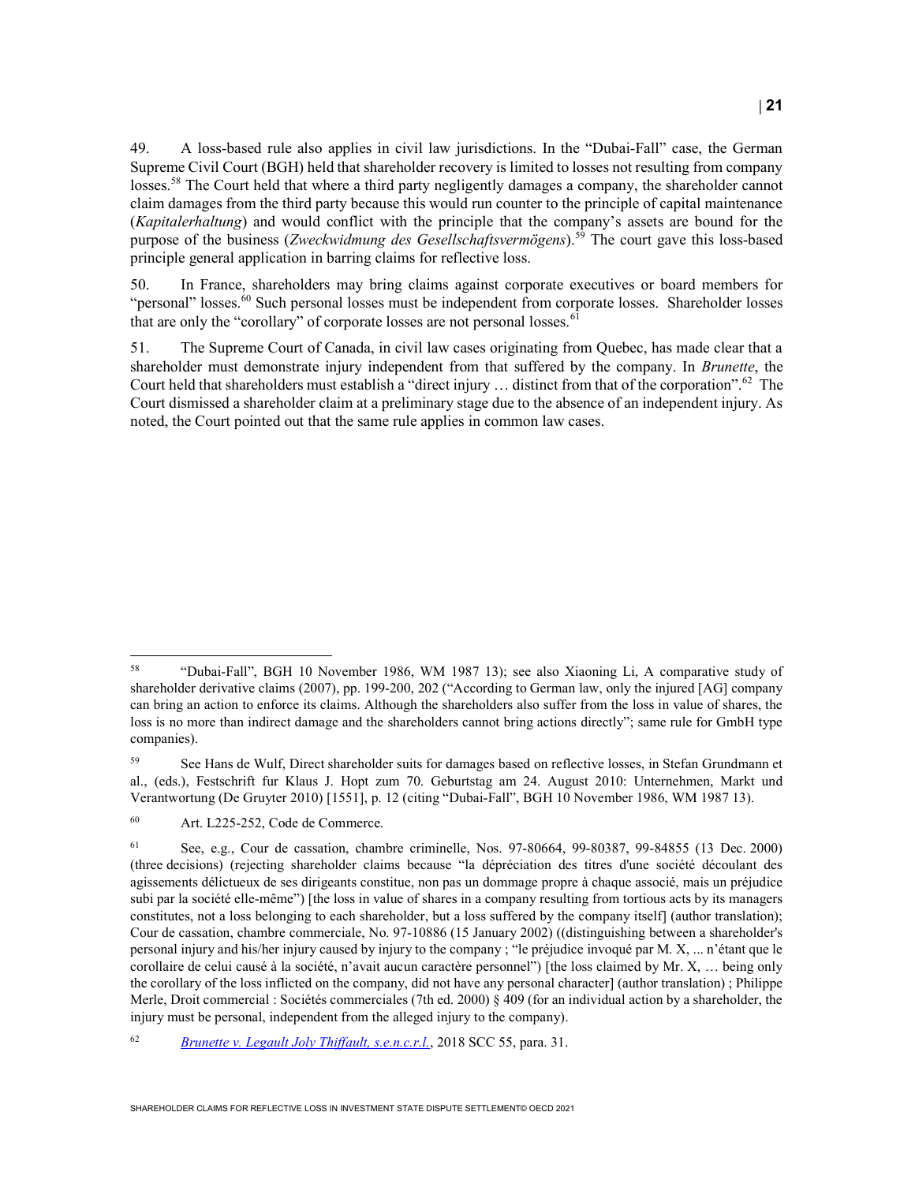49. A loss-based rule also applies in civil law jurisdictions. In the "Dubai-Fall" case, the German Supreme Civil Court (BGH) held that shareholder recovery is limited to losses not resulting from company losses.[58] The Court held that where a third party negligently damages a company, the shareholder cannot claim damages from the third party because this would run counter to the principle of capital maintenance (*Kapitalerhaltung*) and would conflict with the principle that the company's assets are bound for the purpose of the business (*Zweckwidmung des Gesellschaftsvermögens*).[59] The court gave this loss-based principle general application in barring claims for reflective loss.

50. In France, shareholders may bring claims against corporate executives or board members for "personal" losses.[60] Such personal losses must be independent from corporate losses. Shareholder losses that are only the "corollary" of corporate losses are not personal losses.[61]

51. The Supreme Court of Canada, in civil law cases originating from Quebec, has made clear that a shareholder must demonstrate injury independent from that suffered by the company. In *Brunette*, the Court held that shareholders must establish a "direct injury … distinct from that of the corporation".[62] The Court dismissed a shareholder claim at a preliminary stage due to the absence of an independent injury. As noted, the Court pointed out that the same rule applies in common law cases.

---

[58] "Dubai-Fall", BGH 10 November 1986, WM 1987 13); see also Xiaoning Li, A comparative study of shareholder derivative claims (2007), pp. 199-200, 202 ("According to German law, only the injured [AG] company can bring an action to enforce its claims. Although the shareholders also suffer from the loss in value of shares, the loss is no more than indirect damage and the shareholders cannot bring actions directly"; same rule for GmbH type companies).

[59] See Hans de Wulf, Direct shareholder suits for damages based on reflective losses, in Stefan Grundmann et al., (eds.), Festschrift fur Klaus J. Hopt zum 70. Geburtstag am 24. August 2010: Unternehmen, Markt und Verantwortung (De Gruyter 2010) [1551], p. 12 (citing "Dubai-Fall", BGH 10 November 1986, WM 1987 13).

[60] Art. L225-252, Code de Commerce.

[61] See, e.g., Cour de cassation, chambre criminelle, Nos. 97-80664, 99-80387, 99-84855 (13 Dec. 2000) (three decisions) (rejecting shareholder claims because "la dépréciation des titres d'une société découlant des agissements délictueux de ses dirigeants constitue, non pas un dommage propre à chaque associé, mais un préjudice subi par la société elle-même") [the loss in value of shares in a company resulting from tortious acts by its managers constitutes, not a loss belonging to each shareholder, but a loss suffered by the company itself] (author translation); Cour de cassation, chambre commerciale, No. 97-10886 (15 January 2002) ((distinguishing between a shareholder's personal injury and his/her injury caused by injury to the company ; "le préjudice invoqué par M. X, ... n'étant que le corollaire de celui causé à la société, n'avait aucun caractère personnel") [the loss claimed by Mr. X, … being only the corollary of the loss inflicted on the company, did not have any personal character] (author translation) ; Philippe Merle, Droit commercial : Sociétés commerciales (7th ed. 2000) § 409 (for an individual action by a shareholder, the injury must be personal, independent from the alleged injury to the company).

[62] *Brunette v. Legault Joly Thiffault, s.e.n.c.r.l.*, 2018 SCC 55, para. 31.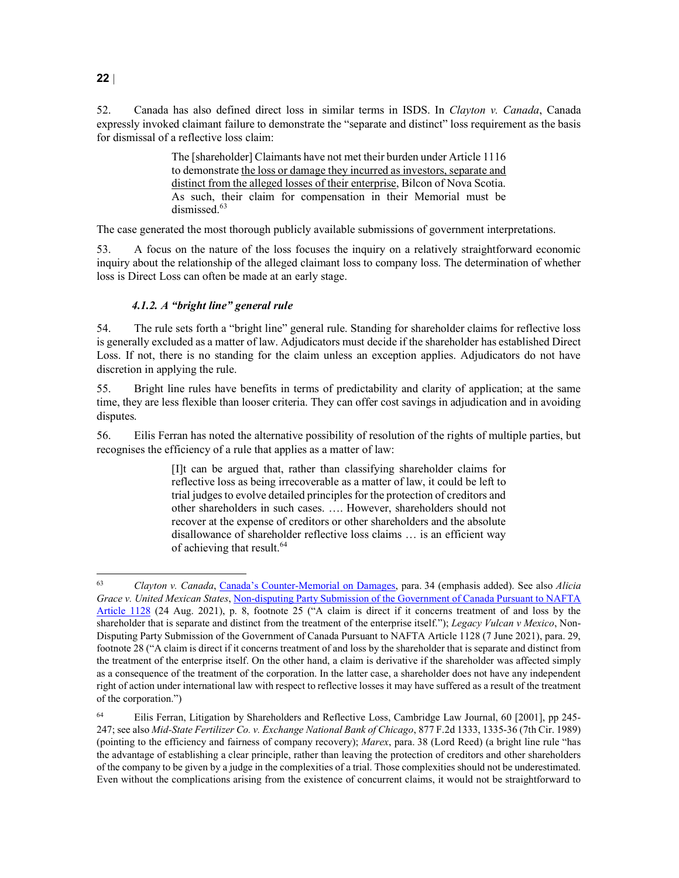52. Canada has also defined direct loss in similar terms in ISDS. In *Clayton v. Canada*, Canada expressly invoked claimant failure to demonstrate the "separate and distinct" loss requirement as the basis for dismissal of a reflective loss claim:

> The [shareholder] Claimants have not met their burden under Article 1116 to demonstrate <u>the loss or damage they incurred as investors, separate and distinct from the alleged losses of their enterprise,</u> Bilcon of Nova Scotia. As such, their claim for compensation in their Memorial must be dismissed.[63]

The case generated the most thorough publicly available submissions of government interpretations.

53. A focus on the nature of the loss focuses the inquiry on a relatively straightforward economic inquiry about the relationship of the alleged claimant loss to company loss. The determination of whether loss is Direct Loss can often be made at an early stage.

#### *4.1.2. A "bright line" general rule*

54. The rule sets forth a "bright line" general rule. Standing for shareholder claims for reflective loss is generally excluded as a matter of law. Adjudicators must decide if the shareholder has established Direct Loss. If not, there is no standing for the claim unless an exception applies. Adjudicators do not have discretion in applying the rule.

55. Bright line rules have benefits in terms of predictability and clarity of application; at the same time, they are less flexible than looser criteria. They can offer cost savings in adjudication and in avoiding disputes.

56. Eilis Ferran has noted the alternative possibility of resolution of the rights of multiple parties, but recognises the efficiency of a rule that applies as a matter of law:

> [I]t can be argued that, rather than classifying shareholder claims for reflective loss as being irrecoverable as a matter of law, it could be left to trial judges to evolve detailed principles for the protection of creditors and other shareholders in such cases. …. However, shareholders should not recover at the expense of creditors or other shareholders and the absolute disallowance of shareholder reflective loss claims … is an efficient way of achieving that result.[64]

---

[63] *Clayton v. Canada*, Canada's Counter-Memorial on Damages, para. 34 (emphasis added). See also *Alicia Grace v. United Mexican States*, Non-disputing Party Submission of the Government of Canada Pursuant to NAFTA Article 1128 (24 Aug. 2021), p. 8, footnote 25 ("A claim is direct if it concerns treatment of and loss by the shareholder that is separate and distinct from the treatment of the enterprise itself."); *Legacy Vulcan v Mexico*, Non-Disputing Party Submission of the Government of Canada Pursuant to NAFTA Article 1128 (7 June 2021), para. 29, footnote 28 ("A claim is direct if it concerns treatment of and loss by the shareholder that is separate and distinct from the treatment of the enterprise itself. On the other hand, a claim is derivative if the shareholder was affected simply as a consequence of the treatment of the corporation. In the latter case, a shareholder does not have any independent right of action under international law with respect to reflective losses it may have suffered as a result of the treatment of the corporation.")

[64] Eilis Ferran, Litigation by Shareholders and Reflective Loss, Cambridge Law Journal, 60 [2001], pp 245-247; see also *Mid-State Fertilizer Co. v. Exchange National Bank of Chicago*, 877 F.2d 1333, 1335-36 (7th Cir. 1989) (pointing to the efficiency and fairness of company recovery); *Marex*, para. 38 (Lord Reed) (a bright line rule "has the advantage of establishing a clear principle, rather than leaving the protection of creditors and other shareholders of the company to be given by a judge in the complexities of a trial. Those complexities should not be underestimated. Even without the complications arising from the existence of concurrent claims, it would not be straightforward to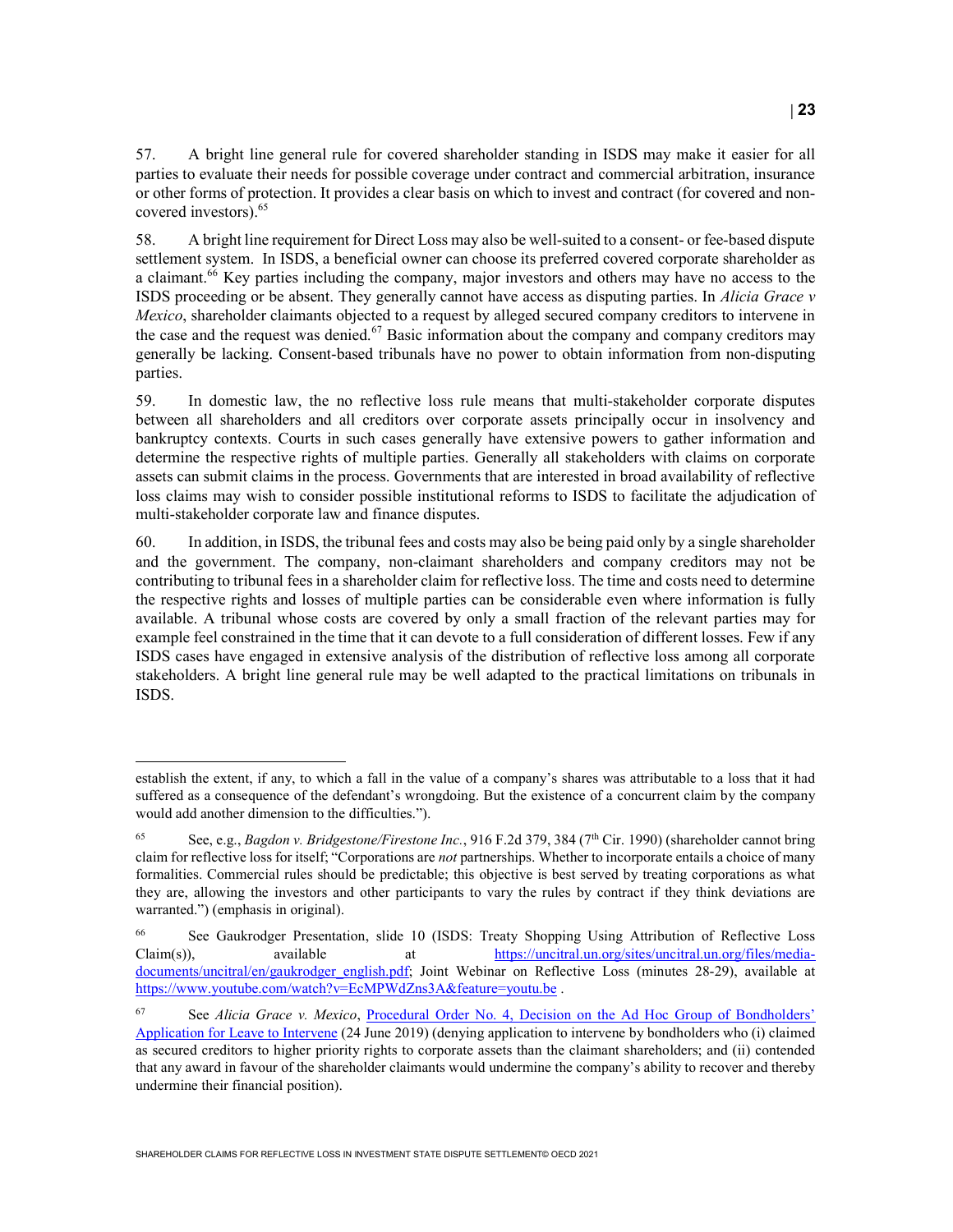57. A bright line general rule for covered shareholder standing in ISDS may make it easier for all parties to evaluate their needs for possible coverage under contract and commercial arbitration, insurance or other forms of protection. It provides a clear basis on which to invest and contract (for covered and non-covered investors).[65]

58. A bright line requirement for Direct Loss may also be well-suited to a consent- or fee-based dispute settlement system. In ISDS, a beneficial owner can choose its preferred covered corporate shareholder as a claimant.[66] Key parties including the company, major investors and others may have no access to the ISDS proceeding or be absent. They generally cannot have access as disputing parties. In *Alicia Grace v Mexico*, shareholder claimants objected to a request by alleged secured company creditors to intervene in the case and the request was denied.[67] Basic information about the company and company creditors may generally be lacking. Consent-based tribunals have no power to obtain information from non-disputing parties.

59. In domestic law, the no reflective loss rule means that multi-stakeholder corporate disputes between all shareholders and all creditors over corporate assets principally occur in insolvency and bankruptcy contexts. Courts in such cases generally have extensive powers to gather information and determine the respective rights of multiple parties. Generally all stakeholders with claims on corporate assets can submit claims in the process. Governments that are interested in broad availability of reflective loss claims may wish to consider possible institutional reforms to ISDS to facilitate the adjudication of multi-stakeholder corporate law and finance disputes.

60. In addition, in ISDS, the tribunal fees and costs may also be being paid only by a single shareholder and the government. The company, non-claimant shareholders and company creditors may not be contributing to tribunal fees in a shareholder claim for reflective loss. The time and costs need to determine the respective rights and losses of multiple parties can be considerable even where information is fully available. A tribunal whose costs are covered by only a small fraction of the relevant parties may for example feel constrained in the time that it can devote to a full consideration of different losses. Few if any ISDS cases have engaged in extensive analysis of the distribution of reflective loss among all corporate stakeholders. A bright line general rule may be well adapted to the practical limitations on tribunals in ISDS.

---

establish the extent, if any, to which a fall in the value of a company's shares was attributable to a loss that it had suffered as a consequence of the defendant's wrongdoing. But the existence of a concurrent claim by the company would add another dimension to the difficulties.").

[65] See, e.g., *Bagdon v. Bridgestone/Firestone Inc.*, 916 F.2d 379, 384 (7th Cir. 1990) (shareholder cannot bring claim for reflective loss for itself; "Corporations are *not* partnerships. Whether to incorporate entails a choice of many formalities. Commercial rules should be predictable; this objective is best served by treating corporations as what they are, allowing the investors and other participants to vary the rules by contract if they think deviations are warranted.") (emphasis in original).

[66] See Gaukrodger Presentation, slide 10 (ISDS: Treaty Shopping Using Attribution of Reflective Loss Claim(s)), available at https://uncitral.un.org/sites/uncitral.un.org/files/media-documents/uncitral/en/gaukrodger_english.pdf; Joint Webinar on Reflective Loss (minutes 28-29), available at https://www.youtube.com/watch?v=EcMPWdZns3A&feature=youtu.be .

[67] See *Alicia Grace v. Mexico*, Procedural Order No. 4, Decision on the Ad Hoc Group of Bondholders' Application for Leave to Intervene (24 June 2019) (denying application to intervene by bondholders who (i) claimed as secured creditors to higher priority rights to corporate assets than the claimant shareholders; and (ii) contended that any award in favour of the shareholder claimants would undermine the company's ability to recover and thereby undermine their financial position).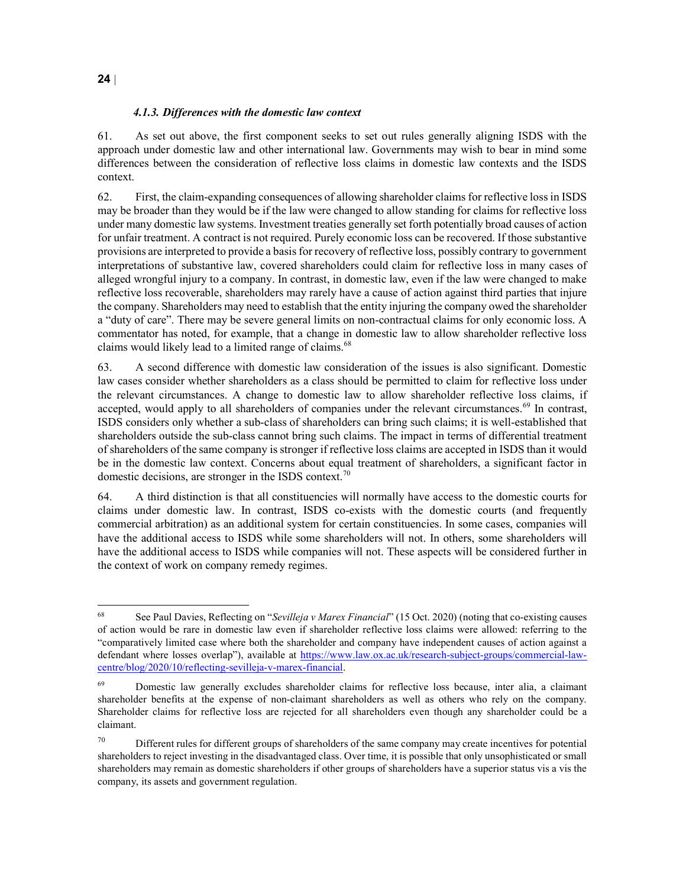#### *4.1.3. Differences with the domestic law context*

61. As set out above, the first component seeks to set out rules generally aligning ISDS with the approach under domestic law and other international law. Governments may wish to bear in mind some differences between the consideration of reflective loss claims in domestic law contexts and the ISDS context.

62. First, the claim-expanding consequences of allowing shareholder claims for reflective loss in ISDS may be broader than they would be if the law were changed to allow standing for claims for reflective loss under many domestic law systems. Investment treaties generally set forth potentially broad causes of action for unfair treatment. A contract is not required. Purely economic loss can be recovered. If those substantive provisions are interpreted to provide a basis for recovery of reflective loss, possibly contrary to government interpretations of substantive law, covered shareholders could claim for reflective loss in many cases of alleged wrongful injury to a company. In contrast, in domestic law, even if the law were changed to make reflective loss recoverable, shareholders may rarely have a cause of action against third parties that injure the company. Shareholders may need to establish that the entity injuring the company owed the shareholder a "duty of care". There may be severe general limits on non-contractual claims for only economic loss. A commentator has noted, for example, that a change in domestic law to allow shareholder reflective loss claims would likely lead to a limited range of claims.[68]

63. A second difference with domestic law consideration of the issues is also significant. Domestic law cases consider whether shareholders as a class should be permitted to claim for reflective loss under the relevant circumstances. A change to domestic law to allow shareholder reflective loss claims, if accepted, would apply to all shareholders of companies under the relevant circumstances.[69] In contrast, ISDS considers only whether a sub-class of shareholders can bring such claims; it is well-established that shareholders outside the sub-class cannot bring such claims. The impact in terms of differential treatment of shareholders of the same company is stronger if reflective loss claims are accepted in ISDS than it would be in the domestic law context. Concerns about equal treatment of shareholders, a significant factor in domestic decisions, are stronger in the ISDS context.[70]

64. A third distinction is that all constituencies will normally have access to the domestic courts for claims under domestic law. In contrast, ISDS co-exists with the domestic courts (and frequently commercial arbitration) as an additional system for certain constituencies. In some cases, companies will have the additional access to ISDS while some shareholders will not. In others, some shareholders will have the additional access to ISDS while companies will not. These aspects will be considered further in the context of work on company remedy regimes.

---

[68] See Paul Davies, Reflecting on "*Sevilleja v Marex Financial*" (15 Oct. 2020) (noting that co-existing causes of action would be rare in domestic law even if shareholder reflective loss claims were allowed: referring to the "comparatively limited case where both the shareholder and company have independent causes of action against a defendant where losses overlap"), available at https://www.law.ox.ac.uk/research-subject-groups/commercial-law-centre/blog/2020/10/reflecting-sevilleja-v-marex-financial.

[69] Domestic law generally excludes shareholder claims for reflective loss because, inter alia, a claimant shareholder benefits at the expense of non-claimant shareholders as well as others who rely on the company. Shareholder claims for reflective loss are rejected for all shareholders even though any shareholder could be a claimant.

[70] Different rules for different groups of shareholders of the same company may create incentives for potential shareholders to reject investing in the disadvantaged class. Over time, it is possible that only unsophisticated or small shareholders may remain as domestic shareholders if other groups of shareholders have a superior status vis a vis the company, its assets and government regulation.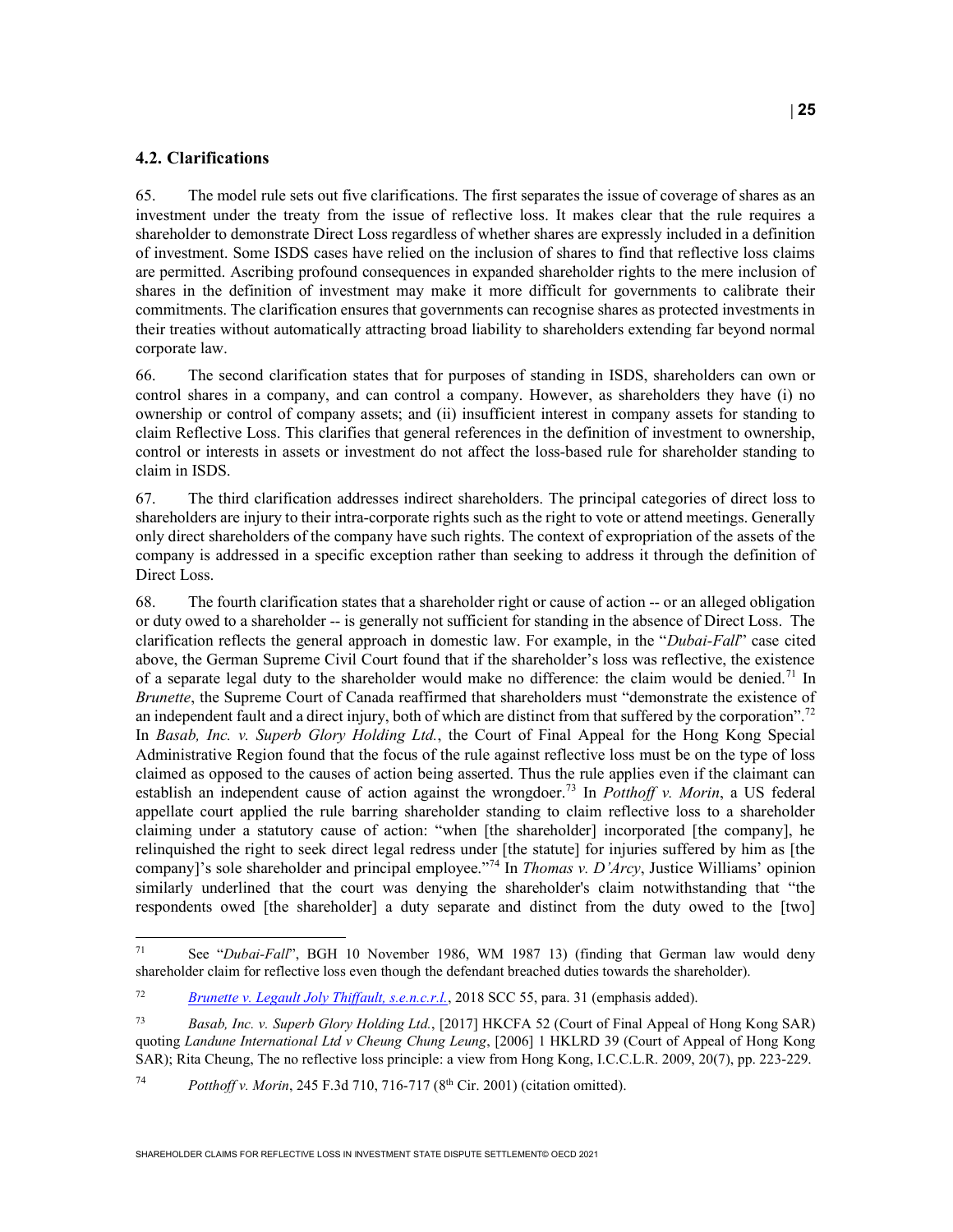### 4.2. Clarifications

65. The model rule sets out five clarifications. The first separates the issue of coverage of shares as an investment under the treaty from the issue of reflective loss. It makes clear that the rule requires a shareholder to demonstrate Direct Loss regardless of whether shares are expressly included in a definition of investment. Some ISDS cases have relied on the inclusion of shares to find that reflective loss claims are permitted. Ascribing profound consequences in expanded shareholder rights to the mere inclusion of shares in the definition of investment may make it more difficult for governments to calibrate their commitments. The clarification ensures that governments can recognise shares as protected investments in their treaties without automatically attracting broad liability to shareholders extending far beyond normal corporate law.

66. The second clarification states that for purposes of standing in ISDS, shareholders can own or control shares in a company, and can control a company. However, as shareholders they have (i) no ownership or control of company assets; and (ii) insufficient interest in company assets for standing to claim Reflective Loss. This clarifies that general references in the definition of investment to ownership, control or interests in assets or investment do not affect the loss-based rule for shareholder standing to claim in ISDS.

67. The third clarification addresses indirect shareholders. The principal categories of direct loss to shareholders are injury to their intra-corporate rights such as the right to vote or attend meetings. Generally only direct shareholders of the company have such rights. The context of expropriation of the assets of the company is addressed in a specific exception rather than seeking to address it through the definition of Direct Loss.

68. The fourth clarification states that a shareholder right or cause of action -- or an alleged obligation or duty owed to a shareholder -- is generally not sufficient for standing in the absence of Direct Loss. The clarification reflects the general approach in domestic law. For example, in the "*Dubai-Fall*" case cited above, the German Supreme Civil Court found that if the shareholder's loss was reflective, the existence of a separate legal duty to the shareholder would make no difference: the claim would be denied.[71] In *Brunette*, the Supreme Court of Canada reaffirmed that shareholders must "demonstrate the existence of an independent fault and a direct injury, both of which are distinct from that suffered by the corporation".[72] In *Basab, Inc. v. Superb Glory Holding Ltd.*, the Court of Final Appeal for the Hong Kong Special Administrative Region found that the focus of the rule against reflective loss must be on the type of loss claimed as opposed to the causes of action being asserted. Thus the rule applies even if the claimant can establish an independent cause of action against the wrongdoer.[73] In *Potthoff v. Morin*, a US federal appellate court applied the rule barring shareholder standing to claim reflective loss to a shareholder claiming under a statutory cause of action: "when [the shareholder] incorporated [the company], he relinquished the right to seek direct legal redress under [the statute] for injuries suffered by him as [the company]'s sole shareholder and principal employee."[74] In *Thomas v. D'Arcy*, Justice Williams' opinion similarly underlined that the court was denying the shareholder's claim notwithstanding that "the respondents owed [the shareholder] a duty separate and distinct from the duty owed to the [two]

---

[71] See "*Dubai-Fall*", BGH 10 November 1986, WM 1987 13) (finding that German law would deny shareholder claim for reflective loss even though the defendant breached duties towards the shareholder).

[72] *Brunette v. Legault Joly Thiffault, s.e.n.c.r.l.*, 2018 SCC 55, para. 31 (emphasis added).

[73] *Basab, Inc. v. Superb Glory Holding Ltd.*, [2017] HKCFA 52 (Court of Final Appeal of Hong Kong SAR) quoting *Landune International Ltd v Cheung Chung Leung*, [2006] 1 HKLRD 39 (Court of Appeal of Hong Kong SAR); Rita Cheung, The no reflective loss principle: a view from Hong Kong, I.C.C.L.R. 2009, 20(7), pp. 223-229.

[74] *Potthoff v. Morin*, 245 F.3d 710, 716-717 (8th Cir. 2001) (citation omitted).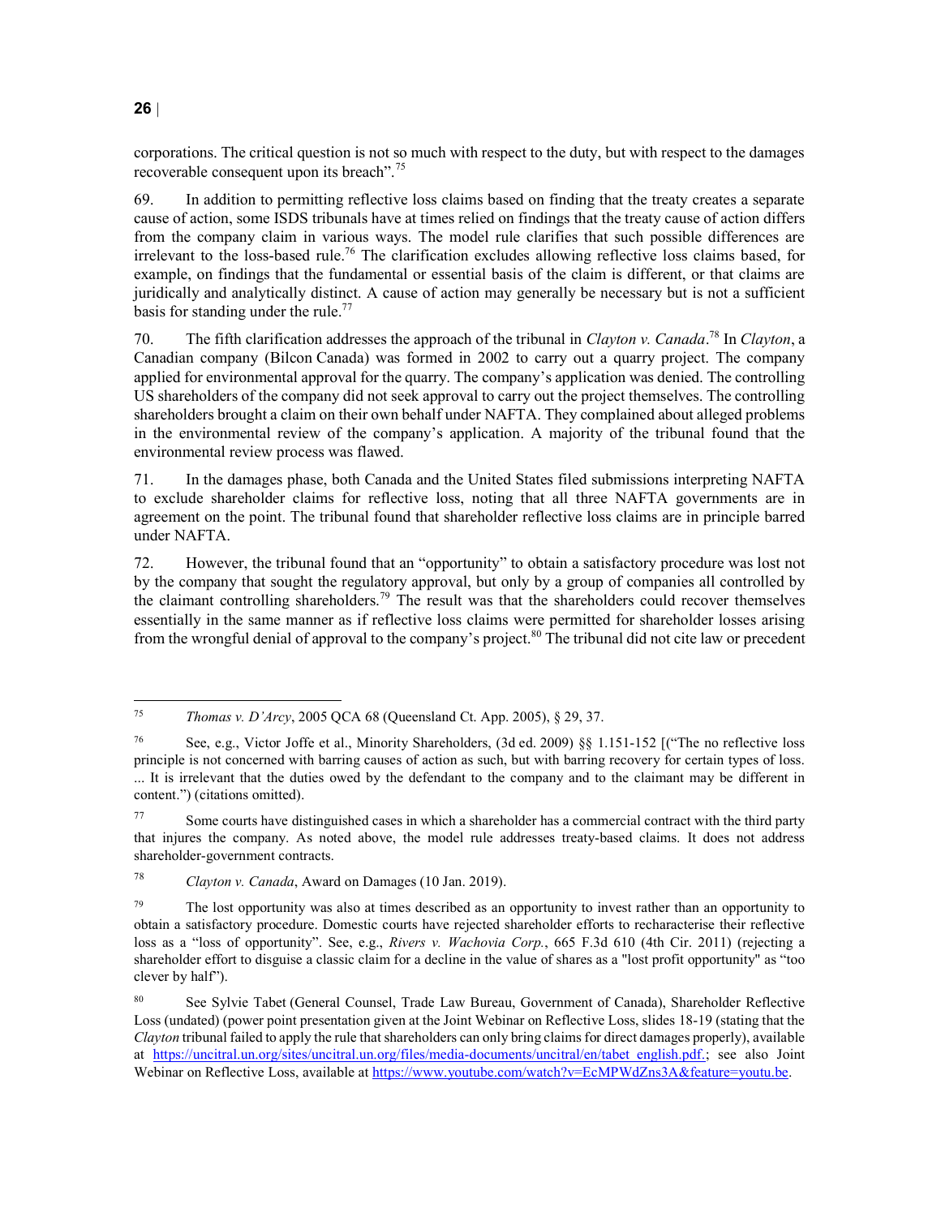corporations. The critical question is not so much with respect to the duty, but with respect to the damages recoverable consequent upon its breach".[75]

69. In addition to permitting reflective loss claims based on finding that the treaty creates a separate cause of action, some ISDS tribunals have at times relied on findings that the treaty cause of action differs from the company claim in various ways. The model rule clarifies that such possible differences are irrelevant to the loss-based rule.[76] The clarification excludes allowing reflective loss claims based, for example, on findings that the fundamental or essential basis of the claim is different, or that claims are juridically and analytically distinct. A cause of action may generally be necessary but is not a sufficient basis for standing under the rule.[77]

70. The fifth clarification addresses the approach of the tribunal in *Clayton v. Canada*.[78] In *Clayton*, a Canadian company (Bilcon Canada) was formed in 2002 to carry out a quarry project. The company applied for environmental approval for the quarry. The company's application was denied. The controlling US shareholders of the company did not seek approval to carry out the project themselves. The controlling shareholders brought a claim on their own behalf under NAFTA. They complained about alleged problems in the environmental review of the company's application. A majority of the tribunal found that the environmental review process was flawed.

71. In the damages phase, both Canada and the United States filed submissions interpreting NAFTA to exclude shareholder claims for reflective loss, noting that all three NAFTA governments are in agreement on the point. The tribunal found that shareholder reflective loss claims are in principle barred under NAFTA.

72. However, the tribunal found that an "opportunity" to obtain a satisfactory procedure was lost not by the company that sought the regulatory approval, but only by a group of companies all controlled by the claimant controlling shareholders.[79] The result was that the shareholders could recover themselves essentially in the same manner as if reflective loss claims were permitted for shareholder losses arising from the wrongful denial of approval to the company's project.[80] The tribunal did not cite law or precedent

---

[75] *Thomas v. D'Arcy*, 2005 QCA 68 (Queensland Ct. App. 2005), § 29, 37.

[76] See, e.g., Victor Joffe et al., Minority Shareholders, (3d ed. 2009) §§ 1.151-152 [("The no reflective loss principle is not concerned with barring causes of action as such, but with barring recovery for certain types of loss. ... It is irrelevant that the duties owed by the defendant to the company and to the claimant may be different in content.") (citations omitted).

[77] Some courts have distinguished cases in which a shareholder has a commercial contract with the third party that injures the company. As noted above, the model rule addresses treaty-based claims. It does not address shareholder-government contracts.

[78] *Clayton v. Canada*, Award on Damages (10 Jan. 2019).

[79] The lost opportunity was also at times described as an opportunity to invest rather than an opportunity to obtain a satisfactory procedure. Domestic courts have rejected shareholder efforts to recharacterise their reflective loss as a "loss of opportunity". See, e.g., *Rivers v. Wachovia Corp.*, 665 F.3d 610 (4th Cir. 2011) (rejecting a shareholder effort to disguise a classic claim for a decline in the value of shares as a "lost profit opportunity" as "too clever by half").

[80] See Sylvie Tabet (General Counsel, Trade Law Bureau, Government of Canada), Shareholder Reflective Loss (undated) (power point presentation given at the Joint Webinar on Reflective Loss, slides 18-19 (stating that the *Clayton* tribunal failed to apply the rule that shareholders can only bring claims for direct damages properly), available at https://uncitral.un.org/sites/uncitral.un.org/files/media-documents/uncitral/en/tabet_english.pdf.; see also Joint Webinar on Reflective Loss, available at https://www.youtube.com/watch?v=EcMPWdZns3A&feature=youtu.be.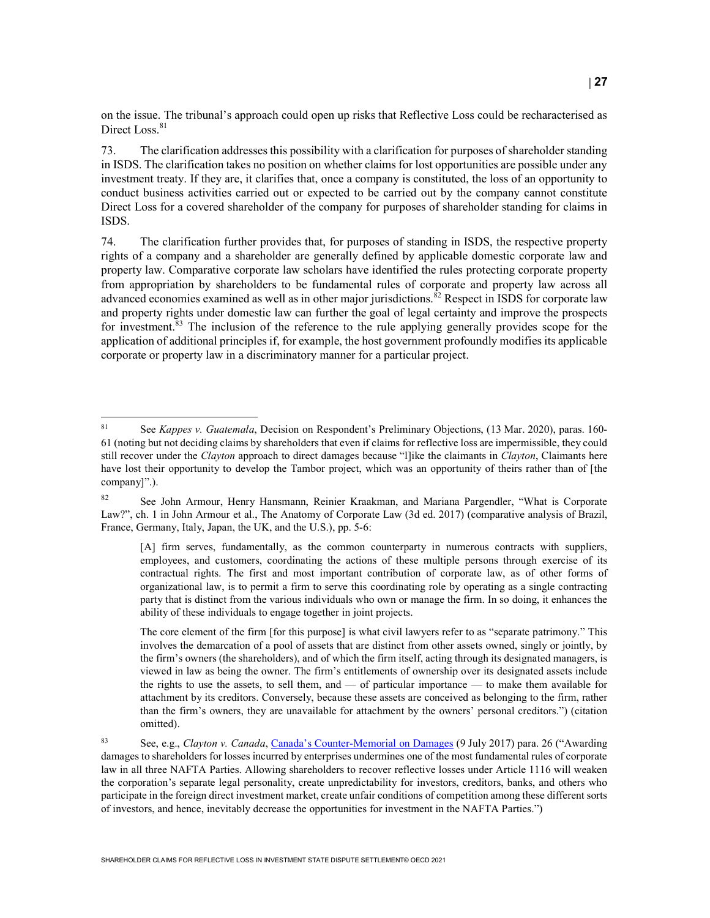on the issue. The tribunal's approach could open up risks that Reflective Loss could be recharacterised as Direct Loss.[81]

73. The clarification addresses this possibility with a clarification for purposes of shareholder standing in ISDS. The clarification takes no position on whether claims for lost opportunities are possible under any investment treaty. If they are, it clarifies that, once a company is constituted, the loss of an opportunity to conduct business activities carried out or expected to be carried out by the company cannot constitute Direct Loss for a covered shareholder of the company for purposes of shareholder standing for claims in ISDS.

74. The clarification further provides that, for purposes of standing in ISDS, the respective property rights of a company and a shareholder are generally defined by applicable domestic corporate law and property law. Comparative corporate law scholars have identified the rules protecting corporate property from appropriation by shareholders to be fundamental rules of corporate and property law across all advanced economies examined as well as in other major jurisdictions.[82] Respect in ISDS for corporate law and property rights under domestic law can further the goal of legal certainty and improve the prospects for investment.[83] The inclusion of the reference to the rule applying generally provides scope for the application of additional principles if, for example, the host government profoundly modifies its applicable corporate or property law in a discriminatory manner for a particular project.

---

[81] See *Kappes v. Guatemala*, Decision on Respondent's Preliminary Objections, (13 Mar. 2020), paras. 160-61 (noting but not deciding claims by shareholders that even if claims for reflective loss are impermissible, they could still recover under the *Clayton* approach to direct damages because "l]ike the claimants in *Clayton*, Claimants here have lost their opportunity to develop the Tambor project, which was an opportunity of theirs rather than of [the company]".).

[82] See John Armour, Henry Hansmann, Reinier Kraakman, and Mariana Pargendler, "What is Corporate Law?", ch. 1 in John Armour et al., The Anatomy of Corporate Law (3d ed. 2017) (comparative analysis of Brazil, France, Germany, Italy, Japan, the UK, and the U.S.), pp. 5-6:

> [A] firm serves, fundamentally, as the common counterparty in numerous contracts with suppliers, employees, and customers, coordinating the actions of these multiple persons through exercise of its contractual rights. The first and most important contribution of corporate law, as of other forms of organizational law, is to permit a firm to serve this coordinating role by operating as a single contracting party that is distinct from the various individuals who own or manage the firm. In so doing, it enhances the ability of these individuals to engage together in joint projects.
>
> The core element of the firm [for this purpose] is what civil lawyers refer to as "separate patrimony." This involves the demarcation of a pool of assets that are distinct from other assets owned, singly or jointly, by the firm's owners (the shareholders), and of which the firm itself, acting through its designated managers, is viewed in law as being the owner. The firm's entitlements of ownership over its designated assets include the rights to use the assets, to sell them, and — of particular importance — to make them available for attachment by its creditors. Conversely, because these assets are conceived as belonging to the firm, rather than the firm's owners, they are unavailable for attachment by the owners' personal creditors.") (citation omitted).

[83] See, e.g., *Clayton v. Canada*, Canada's Counter-Memorial on Damages (9 July 2017) para. 26 ("Awarding damages to shareholders for losses incurred by enterprises undermines one of the most fundamental rules of corporate law in all three NAFTA Parties. Allowing shareholders to recover reflective losses under Article 1116 will weaken the corporation's separate legal personality, create unpredictability for investors, creditors, banks, and others who participate in the foreign direct investment market, create unfair conditions of competition among these different sorts of investors, and hence, inevitably decrease the opportunities for investment in the NAFTA Parties.")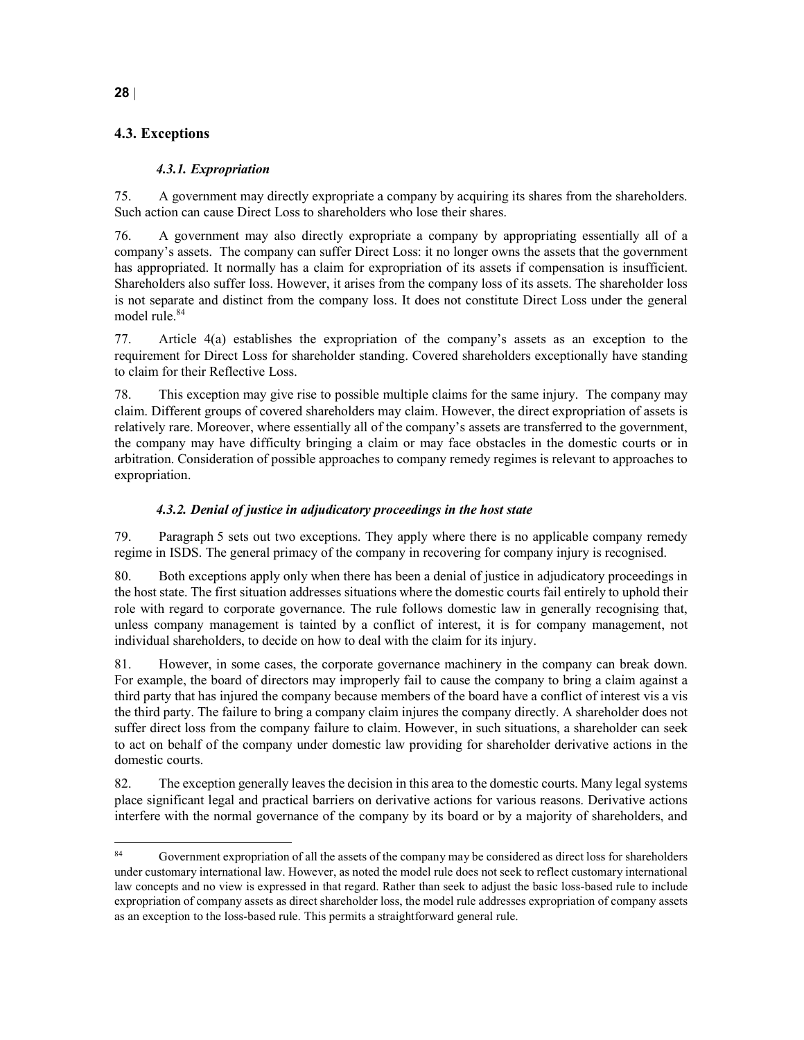## 4.3. Exceptions

### *4.3.1. Expropriation*

75. A government may directly expropriate a company by acquiring its shares from the shareholders. Such action can cause Direct Loss to shareholders who lose their shares.

76. A government may also directly expropriate a company by appropriating essentially all of a company's assets. The company can suffer Direct Loss: it no longer owns the assets that the government has appropriated. It normally has a claim for expropriation of its assets if compensation is insufficient. Shareholders also suffer loss. However, it arises from the company loss of its assets. The shareholder loss is not separate and distinct from the company loss. It does not constitute Direct Loss under the general model rule.[84]

77. Article 4(a) establishes the expropriation of the company's assets as an exception to the requirement for Direct Loss for shareholder standing. Covered shareholders exceptionally have standing to claim for their Reflective Loss.

78. This exception may give rise to possible multiple claims for the same injury. The company may claim. Different groups of covered shareholders may claim. However, the direct expropriation of assets is relatively rare. Moreover, where essentially all of the company's assets are transferred to the government, the company may have difficulty bringing a claim or may face obstacles in the domestic courts or in arbitration. Consideration of possible approaches to company remedy regimes is relevant to approaches to expropriation.

### *4.3.2. Denial of justice in adjudicatory proceedings in the host state*

79. Paragraph 5 sets out two exceptions. They apply where there is no applicable company remedy regime in ISDS. The general primacy of the company in recovering for company injury is recognised.

80. Both exceptions apply only when there has been a denial of justice in adjudicatory proceedings in the host state. The first situation addresses situations where the domestic courts fail entirely to uphold their role with regard to corporate governance. The rule follows domestic law in generally recognising that, unless company management is tainted by a conflict of interest, it is for company management, not individual shareholders, to decide on how to deal with the claim for its injury.

81. However, in some cases, the corporate governance machinery in the company can break down. For example, the board of directors may improperly fail to cause the company to bring a claim against a third party that has injured the company because members of the board have a conflict of interest vis a vis the third party. The failure to bring a company claim injures the company directly. A shareholder does not suffer direct loss from the company failure to claim. However, in such situations, a shareholder can seek to act on behalf of the company under domestic law providing for shareholder derivative actions in the domestic courts.

82. The exception generally leaves the decision in this area to the domestic courts. Many legal systems place significant legal and practical barriers on derivative actions for various reasons. Derivative actions interfere with the normal governance of the company by its board or by a majority of shareholders, and

---

[84] Government expropriation of all the assets of the company may be considered as direct loss for shareholders under customary international law. However, as noted the model rule does not seek to reflect customary international law concepts and no view is expressed in that regard. Rather than seek to adjust the basic loss-based rule to include expropriation of company assets as direct shareholder loss, the model rule addresses expropriation of company assets as an exception to the loss-based rule. This permits a straightforward general rule.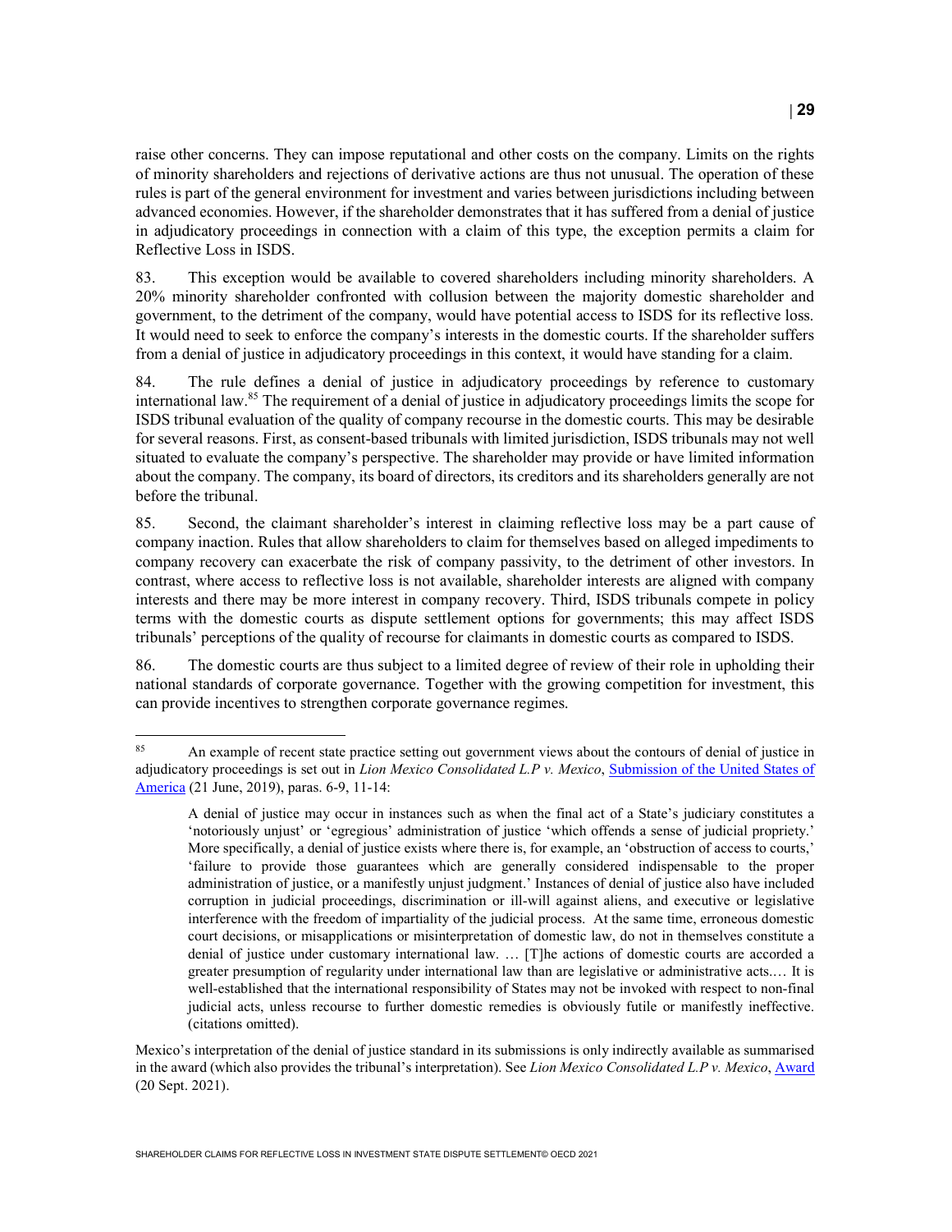raise other concerns. They can impose reputational and other costs on the company. Limits on the rights of minority shareholders and rejections of derivative actions are thus not unusual. The operation of these rules is part of the general environment for investment and varies between jurisdictions including between advanced economies. However, if the shareholder demonstrates that it has suffered from a denial of justice in adjudicatory proceedings in connection with a claim of this type, the exception permits a claim for Reflective Loss in ISDS.

83. This exception would be available to covered shareholders including minority shareholders. A 20% minority shareholder confronted with collusion between the majority domestic shareholder and government, to the detriment of the company, would have potential access to ISDS for its reflective loss. It would need to seek to enforce the company's interests in the domestic courts. If the shareholder suffers from a denial of justice in adjudicatory proceedings in this context, it would have standing for a claim.

84. The rule defines a denial of justice in adjudicatory proceedings by reference to customary international law.[85] The requirement of a denial of justice in adjudicatory proceedings limits the scope for ISDS tribunal evaluation of the quality of company recourse in the domestic courts. This may be desirable for several reasons. First, as consent-based tribunals with limited jurisdiction, ISDS tribunals may not well situated to evaluate the company's perspective. The shareholder may provide or have limited information about the company. The company, its board of directors, its creditors and its shareholders generally are not before the tribunal.

85. Second, the claimant shareholder's interest in claiming reflective loss may be a part cause of company inaction. Rules that allow shareholders to claim for themselves based on alleged impediments to company recovery can exacerbate the risk of company passivity, to the detriment of other investors. In contrast, where access to reflective loss is not available, shareholder interests are aligned with company interests and there may be more interest in company recovery. Third, ISDS tribunals compete in policy terms with the domestic courts as dispute settlement options for governments; this may affect ISDS tribunals' perceptions of the quality of recourse for claimants in domestic courts as compared to ISDS.

86. The domestic courts are thus subject to a limited degree of review of their role in upholding their national standards of corporate governance. Together with the growing competition for investment, this can provide incentives to strengthen corporate governance regimes.

---

[85] An example of recent state practice setting out government views about the contours of denial of justice in adjudicatory proceedings is set out in *Lion Mexico Consolidated L.P v. Mexico*, Submission of the United States of America (21 June, 2019), paras. 6-9, 11-14:

> A denial of justice may occur in instances such as when the final act of a State's judiciary constitutes a 'notoriously unjust' or 'egregious' administration of justice 'which offends a sense of judicial propriety.' More specifically, a denial of justice exists where there is, for example, an 'obstruction of access to courts,' 'failure to provide those guarantees which are generally considered indispensable to the proper administration of justice, or a manifestly unjust judgment.' Instances of denial of justice also have included corruption in judicial proceedings, discrimination or ill-will against aliens, and executive or legislative interference with the freedom of impartiality of the judicial process. At the same time, erroneous domestic court decisions, or misapplications or misinterpretation of domestic law, do not in themselves constitute a denial of justice under customary international law. … [T]he actions of domestic courts are accorded a greater presumption of regularity under international law than are legislative or administrative acts.… It is well-established that the international responsibility of States may not be invoked with respect to non-final judicial acts, unless recourse to further domestic remedies is obviously futile or manifestly ineffective. (citations omitted).

Mexico's interpretation of the denial of justice standard in its submissions is only indirectly available as summarised in the award (which also provides the tribunal's interpretation). See *Lion Mexico Consolidated L.P v. Mexico*, Award (20 Sept. 2021).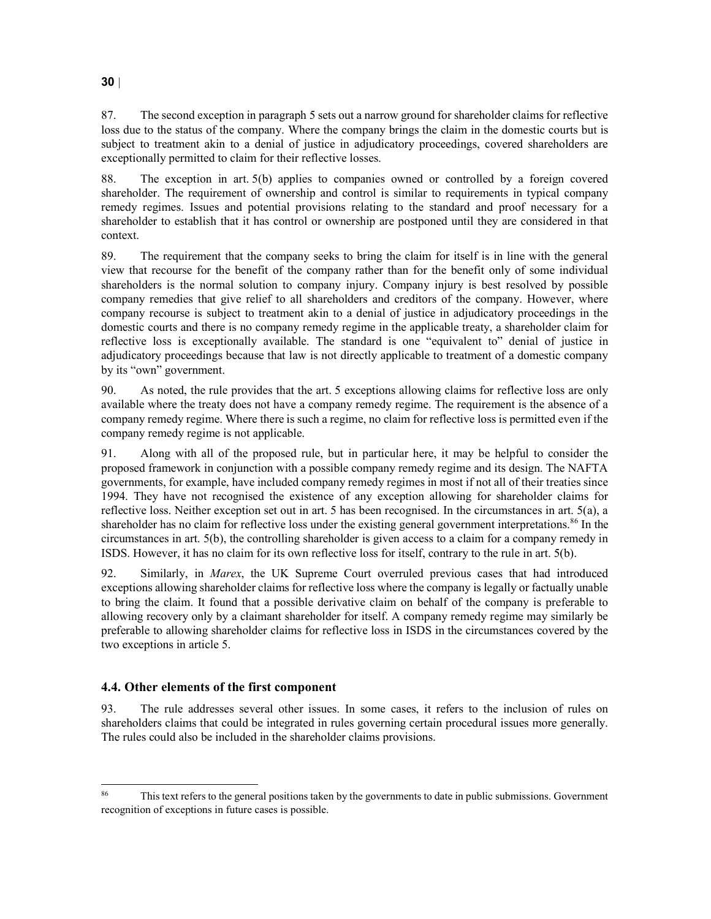87. The second exception in paragraph 5 sets out a narrow ground for shareholder claims for reflective loss due to the status of the company. Where the company brings the claim in the domestic courts but is subject to treatment akin to a denial of justice in adjudicatory proceedings, covered shareholders are exceptionally permitted to claim for their reflective losses.

88. The exception in art. 5(b) applies to companies owned or controlled by a foreign covered shareholder. The requirement of ownership and control is similar to requirements in typical company remedy regimes. Issues and potential provisions relating to the standard and proof necessary for a shareholder to establish that it has control or ownership are postponed until they are considered in that context.

89. The requirement that the company seeks to bring the claim for itself is in line with the general view that recourse for the benefit of the company rather than for the benefit only of some individual shareholders is the normal solution to company injury. Company injury is best resolved by possible company remedies that give relief to all shareholders and creditors of the company. However, where company recourse is subject to treatment akin to a denial of justice in adjudicatory proceedings in the domestic courts and there is no company remedy regime in the applicable treaty, a shareholder claim for reflective loss is exceptionally available. The standard is one "equivalent to" denial of justice in adjudicatory proceedings because that law is not directly applicable to treatment of a domestic company by its "own" government.

90. As noted, the rule provides that the art. 5 exceptions allowing claims for reflective loss are only available where the treaty does not have a company remedy regime. The requirement is the absence of a company remedy regime. Where there is such a regime, no claim for reflective loss is permitted even if the company remedy regime is not applicable.

91. Along with all of the proposed rule, but in particular here, it may be helpful to consider the proposed framework in conjunction with a possible company remedy regime and its design. The NAFTA governments, for example, have included company remedy regimes in most if not all of their treaties since 1994. They have not recognised the existence of any exception allowing for shareholder claims for reflective loss. Neither exception set out in art. 5 has been recognised. In the circumstances in art. 5(a), a shareholder has no claim for reflective loss under the existing general government interpretations.[86] In the circumstances in art. 5(b), the controlling shareholder is given access to a claim for a company remedy in ISDS. However, it has no claim for its own reflective loss for itself, contrary to the rule in art. 5(b).

92. Similarly, in *Marex*, the UK Supreme Court overruled previous cases that had introduced exceptions allowing shareholder claims for reflective loss where the company is legally or factually unable to bring the claim. It found that a possible derivative claim on behalf of the company is preferable to allowing recovery only by a claimant shareholder for itself. A company remedy regime may similarly be preferable to allowing shareholder claims for reflective loss in ISDS in the circumstances covered by the two exceptions in article 5.

### 4.4. Other elements of the first component

93. The rule addresses several other issues. In some cases, it refers to the inclusion of rules on shareholders claims that could be integrated in rules governing certain procedural issues more generally. The rules could also be included in the shareholder claims provisions.

---

[86] This text refers to the general positions taken by the governments to date in public submissions. Government recognition of exceptions in future cases is possible.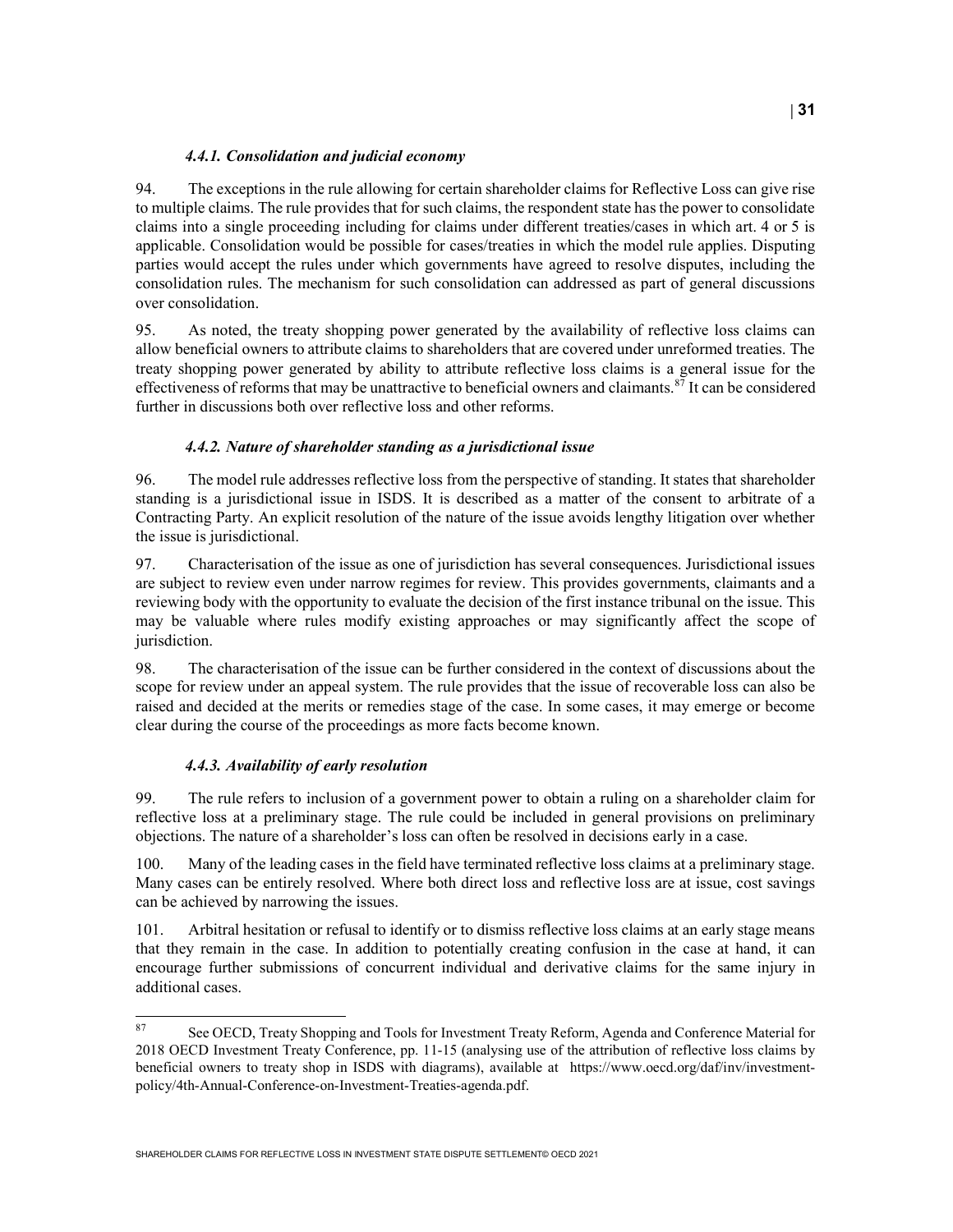#### *4.4.1. Consolidation and judicial economy*

94. The exceptions in the rule allowing for certain shareholder claims for Reflective Loss can give rise to multiple claims. The rule provides that for such claims, the respondent state has the power to consolidate claims into a single proceeding including for claims under different treaties/cases in which art. 4 or 5 is applicable. Consolidation would be possible for cases/treaties in which the model rule applies. Disputing parties would accept the rules under which governments have agreed to resolve disputes, including the consolidation rules. The mechanism for such consolidation can addressed as part of general discussions over consolidation.

95. As noted, the treaty shopping power generated by the availability of reflective loss claims can allow beneficial owners to attribute claims to shareholders that are covered under unreformed treaties. The treaty shopping power generated by ability to attribute reflective loss claims is a general issue for the effectiveness of reforms that may be unattractive to beneficial owners and claimants.[87] It can be considered further in discussions both over reflective loss and other reforms.

#### *4.4.2. Nature of shareholder standing as a jurisdictional issue*

96. The model rule addresses reflective loss from the perspective of standing. It states that shareholder standing is a jurisdictional issue in ISDS. It is described as a matter of the consent to arbitrate of a Contracting Party. An explicit resolution of the nature of the issue avoids lengthy litigation over whether the issue is jurisdictional.

97. Characterisation of the issue as one of jurisdiction has several consequences. Jurisdictional issues are subject to review even under narrow regimes for review. This provides governments, claimants and a reviewing body with the opportunity to evaluate the decision of the first instance tribunal on the issue. This may be valuable where rules modify existing approaches or may significantly affect the scope of jurisdiction.

98. The characterisation of the issue can be further considered in the context of discussions about the scope for review under an appeal system. The rule provides that the issue of recoverable loss can also be raised and decided at the merits or remedies stage of the case. In some cases, it may emerge or become clear during the course of the proceedings as more facts become known.

#### *4.4.3. Availability of early resolution*

99. The rule refers to inclusion of a government power to obtain a ruling on a shareholder claim for reflective loss at a preliminary stage. The rule could be included in general provisions on preliminary objections. The nature of a shareholder's loss can often be resolved in decisions early in a case.

100. Many of the leading cases in the field have terminated reflective loss claims at a preliminary stage. Many cases can be entirely resolved. Where both direct loss and reflective loss are at issue, cost savings can be achieved by narrowing the issues.

101. Arbitral hesitation or refusal to identify or to dismiss reflective loss claims at an early stage means that they remain in the case. In addition to potentially creating confusion in the case at hand, it can encourage further submissions of concurrent individual and derivative claims for the same injury in additional cases.

---

[87] See OECD, Treaty Shopping and Tools for Investment Treaty Reform, Agenda and Conference Material for 2018 OECD Investment Treaty Conference, pp. 11-15 (analysing use of the attribution of reflective loss claims by beneficial owners to treaty shop in ISDS with diagrams), available at https://www.oecd.org/daf/inv/investment-policy/4th-Annual-Conference-on-Investment-Treaties-agenda.pdf.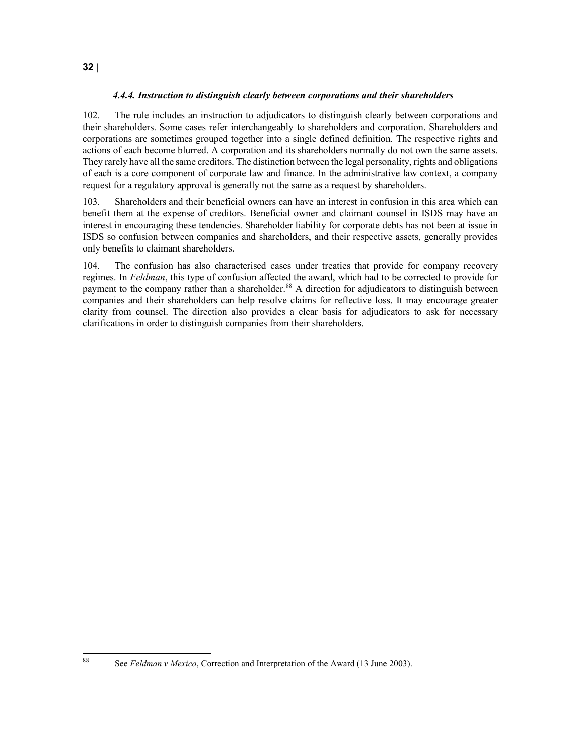#### *4.4.4. Instruction to distinguish clearly between corporations and their shareholders*

102. The rule includes an instruction to adjudicators to distinguish clearly between corporations and their shareholders. Some cases refer interchangeably to shareholders and corporation. Shareholders and corporations are sometimes grouped together into a single defined definition. The respective rights and actions of each become blurred. A corporation and its shareholders normally do not own the same assets. They rarely have all the same creditors. The distinction between the legal personality, rights and obligations of each is a core component of corporate law and finance. In the administrative law context, a company request for a regulatory approval is generally not the same as a request by shareholders.

103. Shareholders and their beneficial owners can have an interest in confusion in this area which can benefit them at the expense of creditors. Beneficial owner and claimant counsel in ISDS may have an interest in encouraging these tendencies. Shareholder liability for corporate debts has not been at issue in ISDS so confusion between companies and shareholders, and their respective assets, generally provides only benefits to claimant shareholders.

104. The confusion has also characterised cases under treaties that provide for company recovery regimes. In *Feldman*, this type of confusion affected the award, which had to be corrected to provide for payment to the company rather than a shareholder.[88] A direction for adjudicators to distinguish between companies and their shareholders can help resolve claims for reflective loss. It may encourage greater clarity from counsel. The direction also provides a clear basis for adjudicators to ask for necessary clarifications in order to distinguish companies from their shareholders.

---

[88] See *Feldman v Mexico*, Correction and Interpretation of the Award (13 June 2003).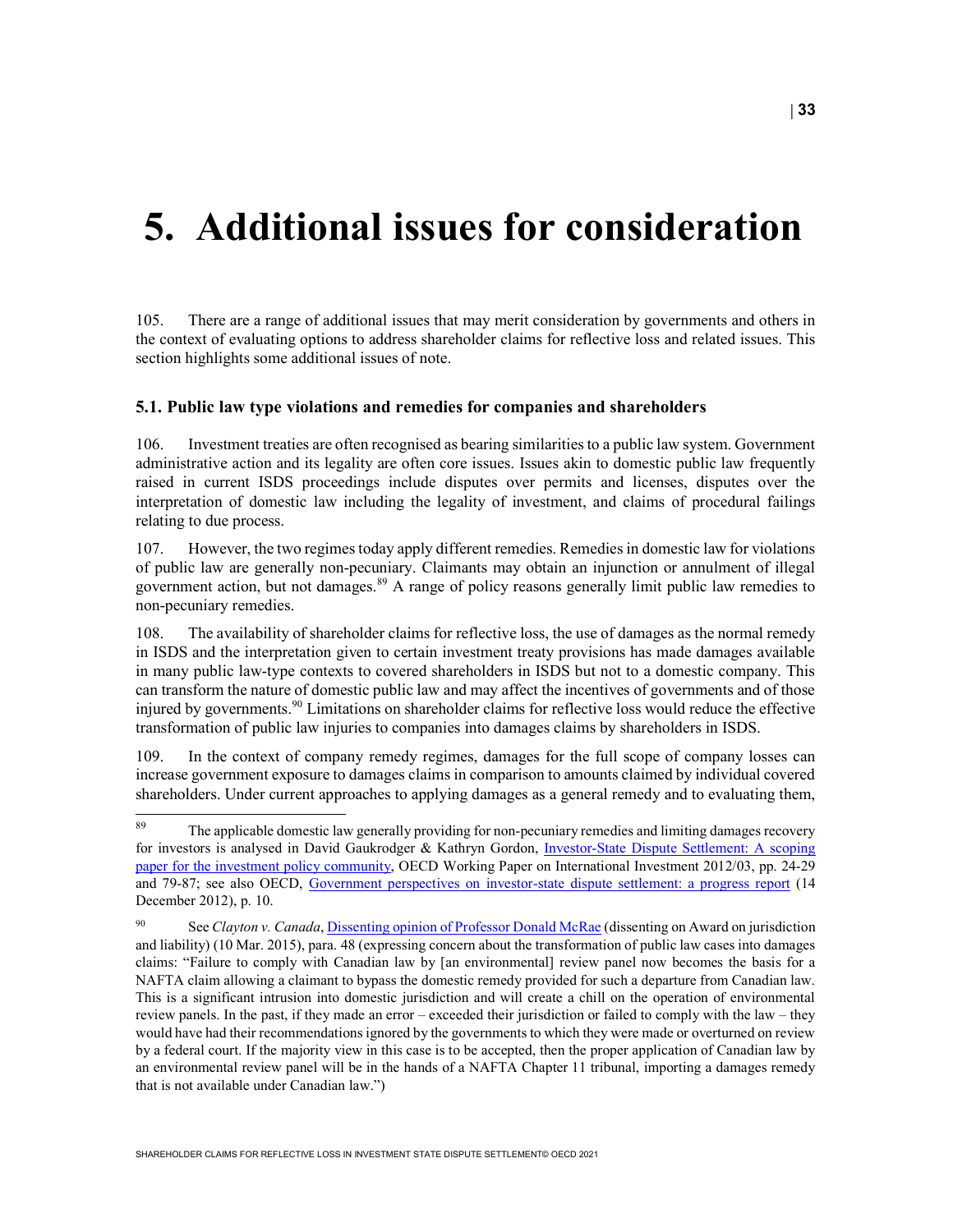# 5. Additional issues for consideration

105. There are a range of additional issues that may merit consideration by governments and others in the context of evaluating options to address shareholder claims for reflective loss and related issues. This section highlights some additional issues of note.

### 5.1. Public law type violations and remedies for companies and shareholders

106. Investment treaties are often recognised as bearing similarities to a public law system. Government administrative action and its legality are often core issues. Issues akin to domestic public law frequently raised in current ISDS proceedings include disputes over permits and licenses, disputes over the interpretation of domestic law including the legality of investment, and claims of procedural failings relating to due process.

107. However, the two regimes today apply different remedies. Remedies in domestic law for violations of public law are generally non-pecuniary. Claimants may obtain an injunction or annulment of illegal government action, but not damages.[89] A range of policy reasons generally limit public law remedies to non-pecuniary remedies.

108. The availability of shareholder claims for reflective loss, the use of damages as the normal remedy in ISDS and the interpretation given to certain investment treaty provisions has made damages available in many public law-type contexts to covered shareholders in ISDS but not to a domestic company. This can transform the nature of domestic public law and may affect the incentives of governments and of those injured by governments.[90] Limitations on shareholder claims for reflective loss would reduce the effective transformation of public law injuries to companies into damages claims by shareholders in ISDS.

109. In the context of company remedy regimes, damages for the full scope of company losses can increase government exposure to damages claims in comparison to amounts claimed by individual covered shareholders. Under current approaches to applying damages as a general remedy and to evaluating them,

---

[89] The applicable domestic law generally providing for non-pecuniary remedies and limiting damages recovery for investors is analysed in David Gaukrodger & Kathryn Gordon, Investor-State Dispute Settlement: A scoping paper for the investment policy community, OECD Working Paper on International Investment 2012/03, pp. 24-29 and 79-87; see also OECD, Government perspectives on investor-state dispute settlement: a progress report (14 December 2012), p. 10.

[90] See *Clayton v. Canada*, Dissenting opinion of Professor Donald McRae (dissenting on Award on jurisdiction and liability) (10 Mar. 2015), para. 48 (expressing concern about the transformation of public law cases into damages claims: "Failure to comply with Canadian law by [an environmental] review panel now becomes the basis for a NAFTA claim allowing a claimant to bypass the domestic remedy provided for such a departure from Canadian law. This is a significant intrusion into domestic jurisdiction and will create a chill on the operation of environmental review panels. In the past, if they made an error – exceeded their jurisdiction or failed to comply with the law – they would have had their recommendations ignored by the governments to which they were made or overturned on review by a federal court. If the majority view in this case is to be accepted, then the proper application of Canadian law by an environmental review panel will be in the hands of a NAFTA Chapter 11 tribunal, importing a damages remedy that is not available under Canadian law.")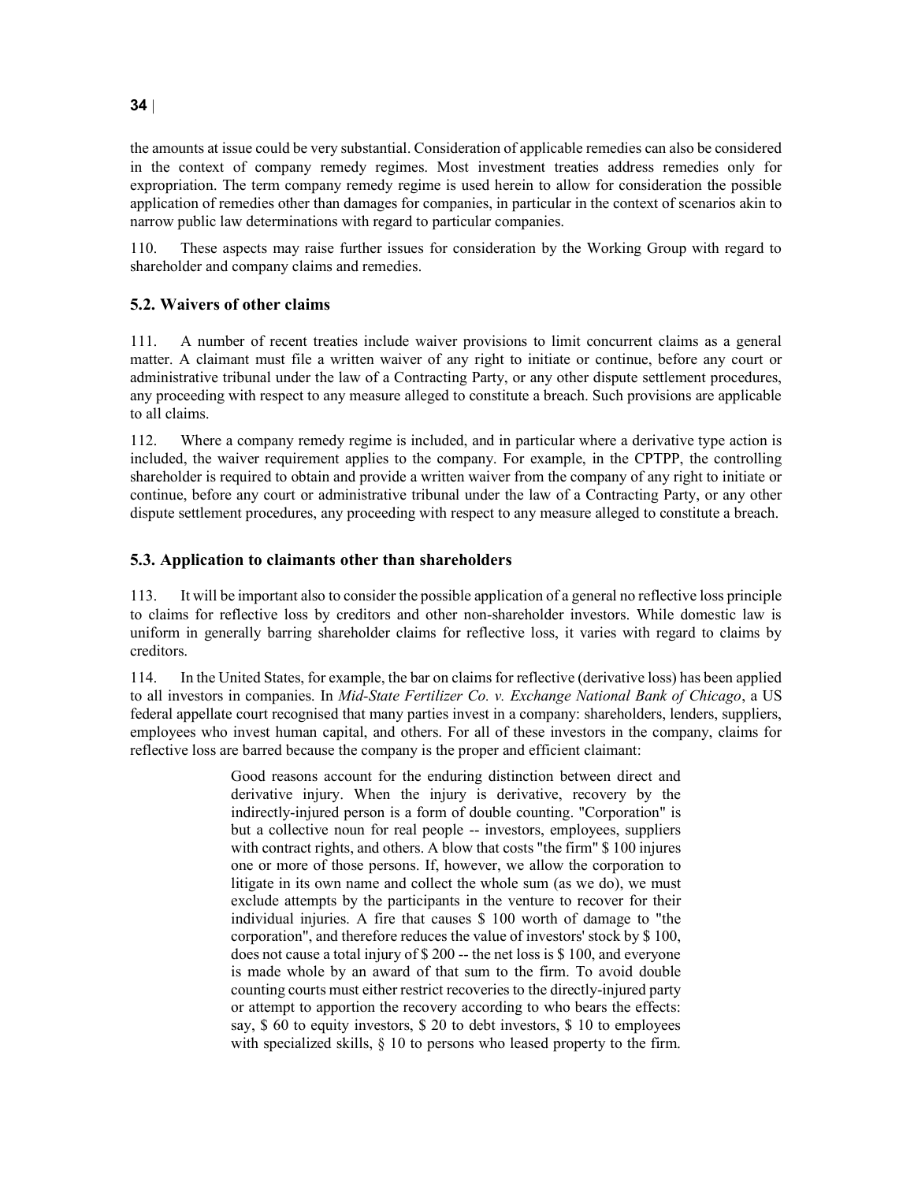the amounts at issue could be very substantial. Consideration of applicable remedies can also be considered in the context of company remedy regimes. Most investment treaties address remedies only for expropriation. The term company remedy regime is used herein to allow for consideration the possible application of remedies other than damages for companies, in particular in the context of scenarios akin to narrow public law determinations with regard to particular companies.

110. These aspects may raise further issues for consideration by the Working Group with regard to shareholder and company claims and remedies.

### 5.2. Waivers of other claims

111. A number of recent treaties include waiver provisions to limit concurrent claims as a general matter. A claimant must file a written waiver of any right to initiate or continue, before any court or administrative tribunal under the law of a Contracting Party, or any other dispute settlement procedures, any proceeding with respect to any measure alleged to constitute a breach. Such provisions are applicable to all claims.

112. Where a company remedy regime is included, and in particular where a derivative type action is included, the waiver requirement applies to the company. For example, in the CPTPP, the controlling shareholder is required to obtain and provide a written waiver from the company of any right to initiate or continue, before any court or administrative tribunal under the law of a Contracting Party, or any other dispute settlement procedures, any proceeding with respect to any measure alleged to constitute a breach.

### 5.3. Application to claimants other than shareholders

113. It will be important also to consider the possible application of a general no reflective loss principle to claims for reflective loss by creditors and other non-shareholder investors. While domestic law is uniform in generally barring shareholder claims for reflective loss, it varies with regard to claims by creditors.

114. In the United States, for example, the bar on claims for reflective (derivative loss) has been applied to all investors in companies. In *Mid-State Fertilizer Co. v. Exchange National Bank of Chicago*, a US federal appellate court recognised that many parties invest in a company: shareholders, lenders, suppliers, employees who invest human capital, and others. For all of these investors in the company, claims for reflective loss are barred because the company is the proper and efficient claimant:

> Good reasons account for the enduring distinction between direct and derivative injury. When the injury is derivative, recovery by the indirectly-injured person is a form of double counting. "Corporation" is but a collective noun for real people -- investors, employees, suppliers with contract rights, and others. A blow that costs "the firm" $ 100 injures one or more of those persons. If, however, we allow the corporation to litigate in its own name and collect the whole sum (as we do), we must exclude attempts by the participants in the venture to recover for their individual injuries. A fire that causes $ 100 worth of damage to "the corporation", and therefore reduces the value of investors' stock by $ 100, does not cause a total injury of $ 200 -- the net loss is $ 100, and everyone is made whole by an award of that sum to the firm. To avoid double counting courts must either restrict recoveries to the directly-injured party or attempt to apportion the recovery according to who bears the effects: say, $ 60 to equity investors, $ 20 to debt investors, $ 10 to employees with specialized skills, § 10 to persons who leased property to the firm.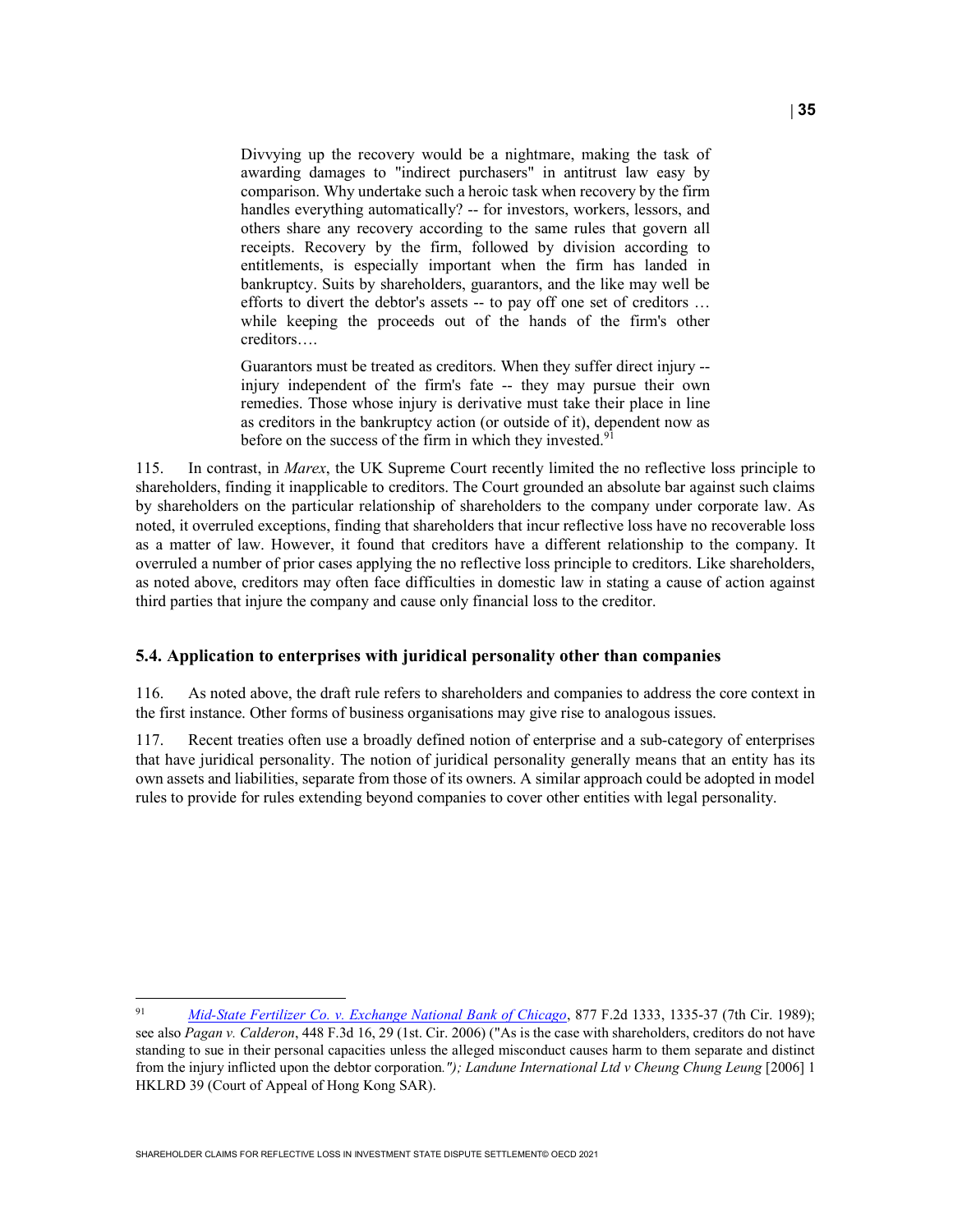> Divvying up the recovery would be a nightmare, making the task of awarding damages to "indirect purchasers" in antitrust law easy by comparison. Why undertake such a heroic task when recovery by the firm handles everything automatically? -- for investors, workers, lessors, and others share any recovery according to the same rules that govern all receipts. Recovery by the firm, followed by division according to entitlements, is especially important when the firm has landed in bankruptcy. Suits by shareholders, guarantors, and the like may well be efforts to divert the debtor's assets -- to pay off one set of creditors … while keeping the proceeds out of the hands of the firm's other creditors….
>
> Guarantors must be treated as creditors. When they suffer direct injury -- injury independent of the firm's fate -- they may pursue their own remedies. Those whose injury is derivative must take their place in line as creditors in the bankruptcy action (or outside of it), dependent now as before on the success of the firm in which they invested.[91]

115. In contrast, in *Marex*, the UK Supreme Court recently limited the no reflective loss principle to shareholders, finding it inapplicable to creditors. The Court grounded an absolute bar against such claims by shareholders on the particular relationship of shareholders to the company under corporate law. As noted, it overruled exceptions, finding that shareholders that incur reflective loss have no recoverable loss as a matter of law. However, it found that creditors have a different relationship to the company. It overruled a number of prior cases applying the no reflective loss principle to creditors. Like shareholders, as noted above, creditors may often face difficulties in domestic law in stating a cause of action against third parties that injure the company and cause only financial loss to the creditor.

## 5.4. Application to enterprises with juridical personality other than companies

116. As noted above, the draft rule refers to shareholders and companies to address the core context in the first instance. Other forms of business organisations may give rise to analogous issues.

117. Recent treaties often use a broadly defined notion of enterprise and a sub-category of enterprises that have juridical personality. The notion of juridical personality generally means that an entity has its own assets and liabilities, separate from those of its owners. A similar approach could be adopted in model rules to provide for rules extending beyond companies to cover other entities with legal personality.

---

[91] *Mid-State Fertilizer Co. v. Exchange National Bank of Chicago*, 877 F.2d 1333, 1335-37 (7th Cir. 1989); see also *Pagan v. Calderon*, 448 F.3d 16, 29 (1st. Cir. 2006) ("As is the case with shareholders, creditors do not have standing to sue in their personal capacities unless the alleged misconduct causes harm to them separate and distinct from the injury inflicted upon the debtor corporation*."); Landune International Ltd v Cheung Chung Leung* [2006] 1 HKLRD 39 (Court of Appeal of Hong Kong SAR).